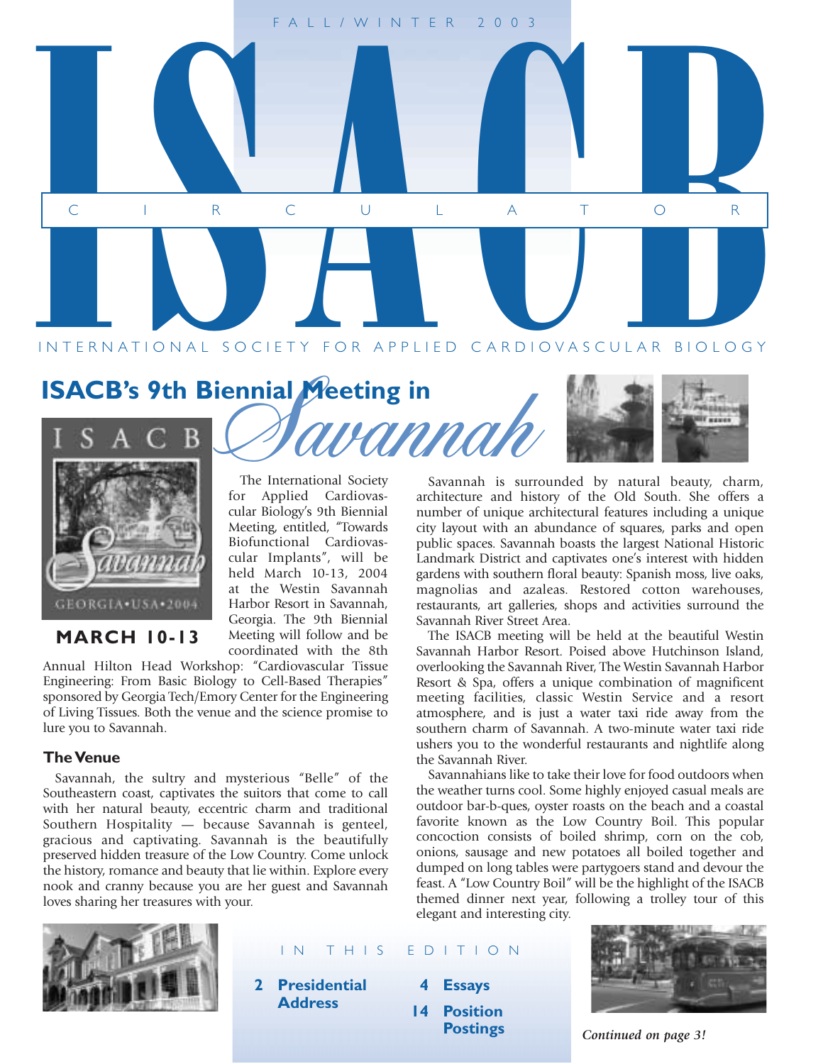FALL/WINTER 2003

# ISACB CIRCULATOR

INTERNATIONAL SOCIETY FOR APPLIED CARDIOVASCULAR BIOLOGY

## ISACB's 9th Biennial Meeting in *Savannah*

**MARCH 10-13**

The International Society for Applied Cardiovascular Biology's 9th Biennial Meeting, entitled, "Towards Biofunctional Cardiovascular Implants", will be held March 10-13, 2004 at the Westin Savannah Harbor Resort in Savannah, Georgia. The 9th Biennial Meeting will follow and be coordinated with the 8th Annual Hilton Head Workshop: "Cardiovascular Tissue Engineering: From Basic Biology to Cell-Based Therapies" sponsored by Georgia Tech/Emory Center for the Engineering of Living Tissues. Both the venue and the science promise to lure you to Savannah.

### The Venue

Savannah, the sultry and mysterious "Belle" of the Southeastern coast, captivates the suitors that come to call with her natural beauty, eccentric charm and traditional Southern Hospitality — because Savannah is genteel, gracious and captivating. Savannah is the beautifully preserved hidden treasure of the Low Country. Come unlock the history, romance and beauty that lie within. Explore every nook and cranny because you are her guest and Savannah loves sharing her treasures with your.

Savannah is surrounded by natural beauty, charm, architecture and history of the Old South. She offers a number of unique architectural features including a unique city layout with an abundance of squares, parks and open public spaces. Savannah boasts the largest National Historic Landmark District and captivates one's interest with hidden gardens with southern floral beauty: Spanish moss, live oaks, magnolias and azaleas. Restored cotton warehouses, restaurants, art galleries, shops and activities surround the Savannah River Street Area.

The ISACB meeting will be held at the beautiful Westin Savannah Harbor Resort. Poised above Hutchinson Island, overlooking the Savannah River, The Westin Savannah Harbor Resort & Spa, offers a unique combination of magnificent meeting facilities, classic Westin Service and a resort atmosphere, and is just a water taxi ride away from the southern charm of Savannah. A two-minute water taxi ride ushers you to the wonderful restaurants and nightlife along the Savannah River.

Savannahians like to take their love for food outdoors when the weather turns cool. Some highly enjoyed casual meals are outdoor bar-b-ques, oyster roasts on the beach and a coastal favorite known as the Low Country Boil. This popular concoction consists of boiled shrimp, corn on the cob, onions, sausage and new potatoes all boiled together and dumped on long tables were partygoers stand and devour the feast. A "Low Country Boil" will be the highlight of the ISACB themed dinner next year, following a trolley tour of this elegant and interesting city.

*Continued on page 3!*

### IN THIS EDITION

- **2** Presidential Address
- **4** Essays
- **14** Position Postings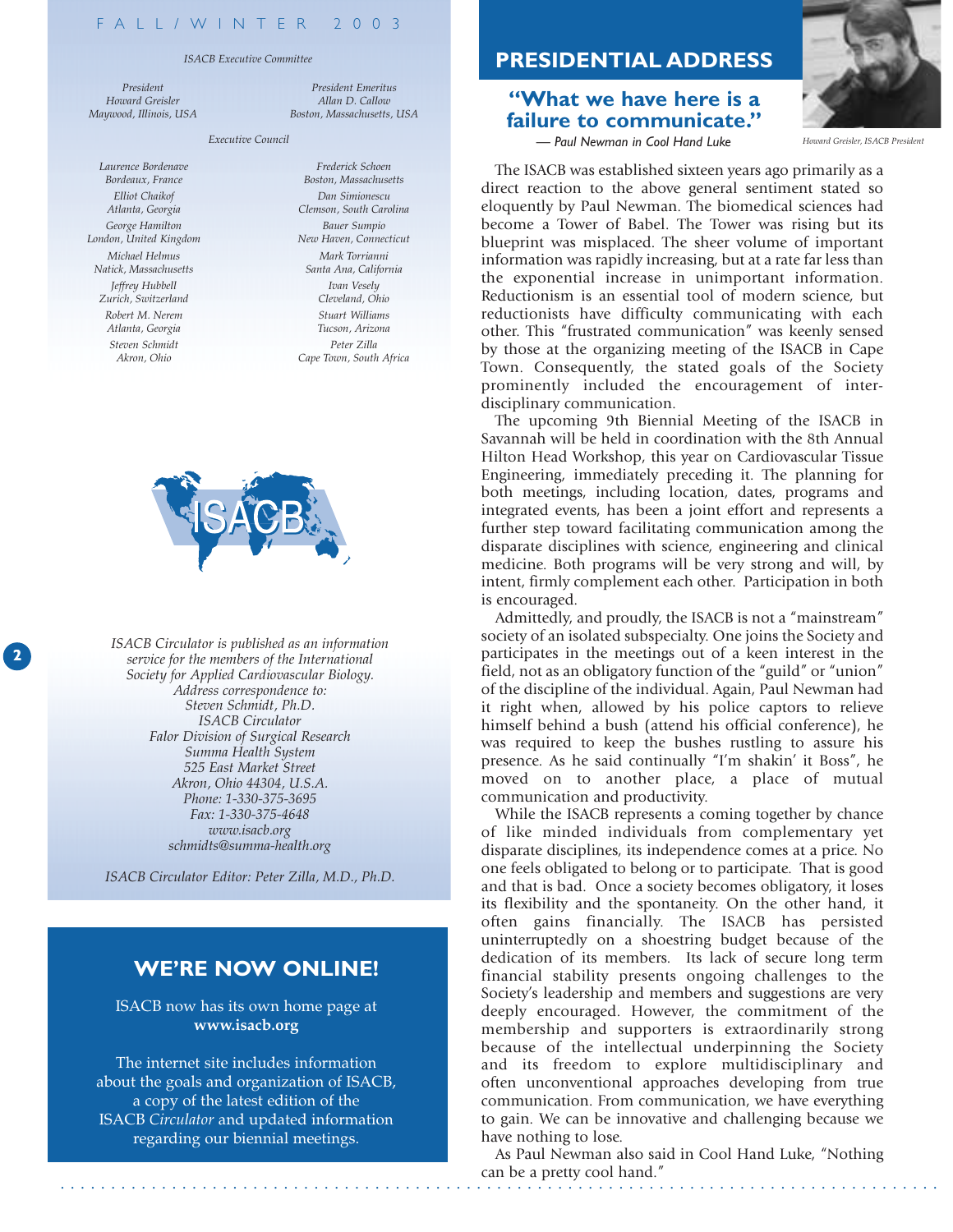FALL/WINTER 2003

*ISACB Executive Committee*

*President*
*Howard Greisler*
*Maywood, Illinois, USA*

*President Emeritus*
*Allan D. Callow*
*Boston, Massachusetts, USA*

*Executive Council*

*Laurence Bordenave*
*Bordeaux, France*

*Elliot Chaikof*
*Atlanta, Georgia*

*George Hamilton*
*London, United Kingdom*

*Michael Helmus*
*Natick, Massachusetts*

*Jeffrey Hubbell*
*Zurich, Switzerland*

*Robert M. Nerem*
*Atlanta, Georgia*

*Steven Schmidt*
*Akron, Ohio*

*Frederick Schoen*
*Boston, Massachusetts*

*Dan Simionescu*
*Clemson, South Carolina*

*Bauer Sumpio*
*New Haven, Connecticut*

*Mark Torrianni*
*Santa Ana, California*

*Ivan Vesely*
*Cleveland, Ohio*

*Stuart Williams*
*Tucson, Arizona*

*Peter Zilla*
*Cape Town, South Africa*

*ISACB Circulator is published as an information service for the members of the International Society for Applied Cardiovascular Biology.*
*Address correspondence to:*
*Steven Schmidt, Ph.D.*
*ISACB Circulator*
*Falor Division of Surgical Research*
*Summa Health System*
*525 East Market Street*
*Akron, Ohio 44304, U.S.A.*
*Phone: 1-330-375-3695*
*Fax: 1-330-375-4648*
*www.isacb.org*
*schmidts@summa-health.org*

*ISACB Circulator Editor: Peter Zilla, M.D., Ph.D.*

## WE'RE NOW ONLINE!

ISACB now has its own home page at **www.isacb.org**

The internet site includes information about the goals and organization of ISACB, a copy of the latest edition of the ISACB *Circulator* and updated information regarding our biennial meetings.

# PRESIDENTIAL ADDRESS

## "What we have here is a failure to communicate."

*— Paul Newman in Cool Hand Luke*

*Howard Greisler, ISACB President*

The ISACB was established sixteen years ago primarily as a direct reaction to the above general sentiment stated so eloquently by Paul Newman. The biomedical sciences had become a Tower of Babel. The Tower was rising but its blueprint was misplaced. The sheer volume of important information was rapidly increasing, but at a rate far less than the exponential increase in unimportant information. Reductionism is an essential tool of modern science, but reductionists have difficulty communicating with each other. This "frustrated communication" was keenly sensed by those at the organizing meeting of the ISACB in Cape Town. Consequently, the stated goals of the Society prominently included the encouragement of inter-disciplinary communication.

The upcoming 9th Biennial Meeting of the ISACB in Savannah will be held in coordination with the 8th Annual Hilton Head Workshop, this year on Cardiovascular Tissue Engineering, immediately preceding it. The planning for both meetings, including location, dates, programs and integrated events, has been a joint effort and represents a further step toward facilitating communication among the disparate disciplines with science, engineering and clinical medicine. Both programs will be very strong and will, by intent, firmly complement each other. Participation in both is encouraged.

Admittedly, and proudly, the ISACB is not a "mainstream" society of an isolated subspecialty. One joins the Society and participates in the meetings out of a keen interest in the field, not as an obligatory function of the "guild" or "union" of the discipline of the individual. Again, Paul Newman had it right when, allowed by his police captors to relieve himself behind a bush (attend his official conference), he was required to keep the bushes rustling to assure his presence. As he said continually "I'm shakin' it Boss", he moved on to another place, a place of mutual communication and productivity.

While the ISACB represents a coming together by chance of like minded individuals from complementary yet disparate disciplines, its independence comes at a price. No one feels obligated to belong or to participate. That is good and that is bad. Once a society becomes obligatory, it loses its flexibility and the spontaneity. On the other hand, it often gains financially. The ISACB has persisted uninterruptedly on a shoestring budget because of the dedication of its members. Its lack of secure long term financial stability presents ongoing challenges to the Society's leadership and members and suggestions are very deeply encouraged. However, the commitment of the membership and supporters is extraordinarily strong because of the intellectual underpinning the Society and its freedom to explore multidisciplinary and often unconventional approaches developing from true communication. From communication, we have everything to gain. We can be innovative and challenging because we have nothing to lose.

As Paul Newman also said in Cool Hand Luke, "Nothing can be a pretty cool hand."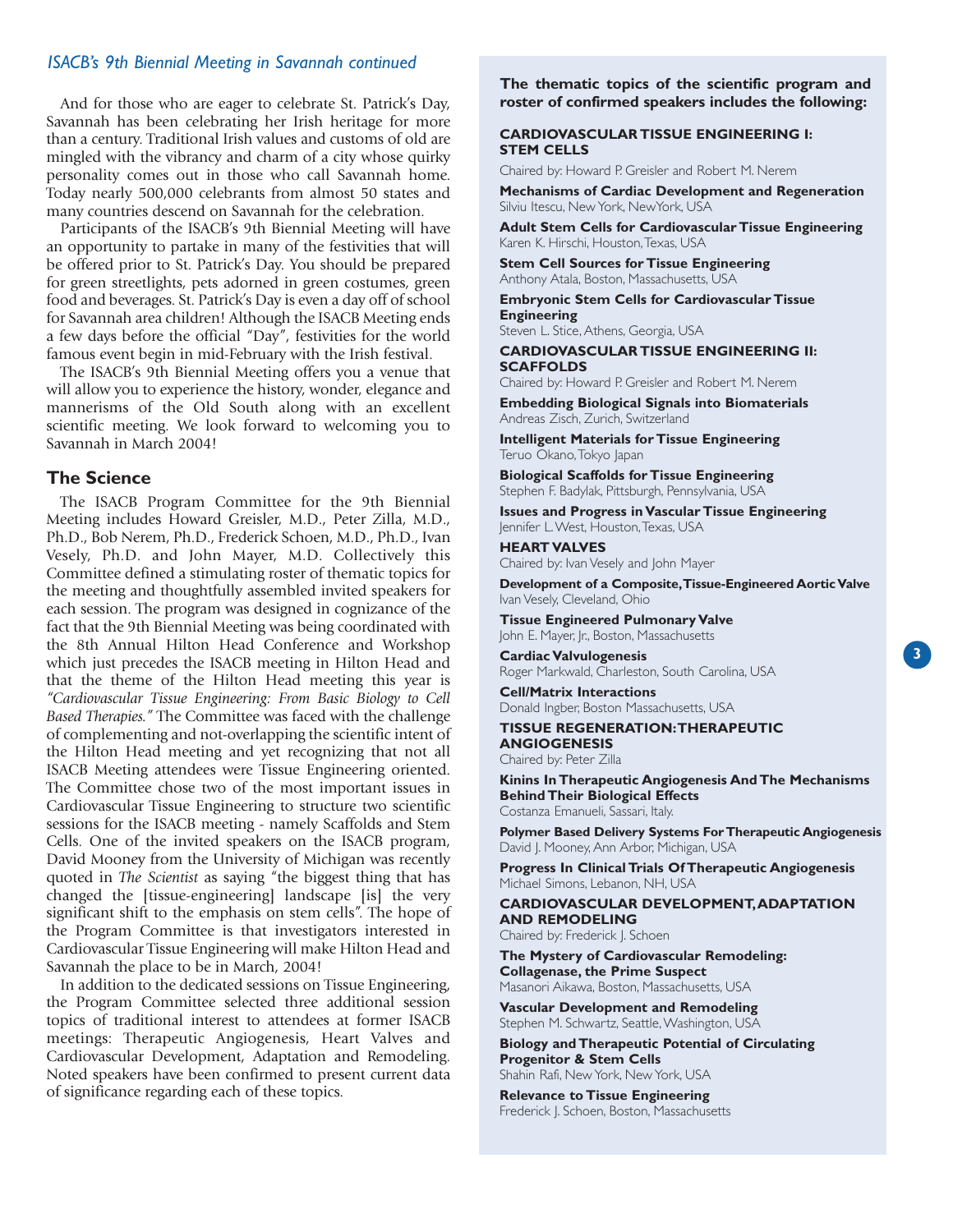*ISACB's 9th Biennial Meeting in Savannah continued*

And for those who are eager to celebrate St. Patrick's Day, Savannah has been celebrating her Irish heritage for more than a century. Traditional Irish values and customs of old are mingled with the vibrancy and charm of a city whose quirky personality comes out in those who call Savannah home. Today nearly 500,000 celebrants from almost 50 states and many countries descend on Savannah for the celebration.

Participants of the ISACB's 9th Biennial Meeting will have an opportunity to partake in many of the festivities that will be offered prior to St. Patrick's Day. You should be prepared for green streetlights, pets adorned in green costumes, green food and beverages. St. Patrick's Day is even a day off of school for Savannah area children! Although the ISACB Meeting ends a few days before the official "Day", festivities for the world famous event begin in mid-February with the Irish festival.

The ISACB's 9th Biennial Meeting offers you a venue that will allow you to experience the history, wonder, elegance and mannerisms of the Old South along with an excellent scientific meeting. We look forward to welcoming you to Savannah in March 2004!

## The Science

The ISACB Program Committee for the 9th Biennial Meeting includes Howard Greisler, M.D., Peter Zilla, M.D., Ph.D., Bob Nerem, Ph.D., Frederick Schoen, M.D., Ph.D., Ivan Vesely, Ph.D. and John Mayer, M.D. Collectively this Committee defined a stimulating roster of thematic topics for the meeting and thoughtfully assembled invited speakers for each session. The program was designed in cognizance of the fact that the 9th Biennial Meeting was being coordinated with the 8th Annual Hilton Head Conference and Workshop which just precedes the ISACB meeting in Hilton Head and that the theme of the Hilton Head meeting this year is *"Cardiovascular Tissue Engineering: From Basic Biology to Cell Based Therapies."* The Committee was faced with the challenge of complementing and not-overlapping the scientific intent of the Hilton Head meeting and yet recognizing that not all ISACB Meeting attendees were Tissue Engineering oriented. The Committee chose two of the most important issues in Cardiovascular Tissue Engineering to structure two scientific sessions for the ISACB meeting - namely Scaffolds and Stem Cells. One of the invited speakers on the ISACB program, David Mooney from the University of Michigan was recently quoted in *The Scientist* as saying "the biggest thing that has changed the [tissue-engineering] landscape [is] the very significant shift to the emphasis on stem cells". The hope of the Program Committee is that investigators interested in Cardiovascular Tissue Engineering will make Hilton Head and Savannah the place to be in March, 2004!

In addition to the dedicated sessions on Tissue Engineering, the Program Committee selected three additional session topics of traditional interest to attendees at former ISACB meetings: Therapeutic Angiogenesis, Heart Valves and Cardiovascular Development, Adaptation and Remodeling. Noted speakers have been confirmed to present current data of significance regarding each of these topics.

**The thematic topics of the scientific program and roster of confirmed speakers includes the following:**

### CARDIOVASCULAR TISSUE ENGINEERING I: STEM CELLS

Chaired by: Howard P. Greisler and Robert M. Nerem

**Mechanisms of Cardiac Development and Regeneration**
Silviu Itescu, New York, New York, USA

**Adult Stem Cells for Cardiovascular Tissue Engineering**
Karen K. Hirschi, Houston, Texas, USA

**Stem Cell Sources for Tissue Engineering**
Anthony Atala, Boston, Massachusetts, USA

**Embryonic Stem Cells for Cardiovascular Tissue Engineering**
Steven L. Stice, Athens, Georgia, USA

### CARDIOVASCULAR TISSUE ENGINEERING II: SCAFFOLDS

Chaired by: Howard P. Greisler and Robert M. Nerem

**Embedding Biological Signals into Biomaterials**
Andreas Zisch, Zurich, Switzerland

**Intelligent Materials for Tissue Engineering**
Teruo Okano, Tokyo Japan

**Biological Scaffolds for Tissue Engineering**
Stephen F. Badylak, Pittsburgh, Pennsylvania, USA

**Issues and Progress in Vascular Tissue Engineering**
Jennifer L. West, Houston, Texas, USA

### HEART VALVES

Chaired by: Ivan Vesely and John Mayer

**Development of a Composite, Tissue-Engineered Aortic Valve**
Ivan Vesely, Cleveland, Ohio

**Tissue Engineered Pulmonary Valve**
John E. Mayer, Jr., Boston, Massachusetts

**Cardiac Valvulogenesis**
Roger Markwald, Charleston, South Carolina, USA

**Cell/Matrix Interactions**
Donald Ingber, Boston Massachusetts, USA

### TISSUE REGENERATION: THERAPEUTIC ANGIOGENESIS

Chaired by: Peter Zilla

**Kinins In Therapeutic Angiogenesis And The Mechanisms Behind Their Biological Effects**
Costanza Emanueli, Sassari, Italy.

**Polymer Based Delivery Systems For Therapeutic Angiogenesis**
David J. Mooney, Ann Arbor, Michigan, USA

**Progress In Clinical Trials Of Therapeutic Angiogenesis**
Michael Simons, Lebanon, NH, USA

### CARDIOVASCULAR DEVELOPMENT, ADAPTATION AND REMODELING

Chaired by: Frederick J. Schoen

**The Mystery of Cardiovascular Remodeling: Collagenase, the Prime Suspect**
Masanori Aikawa, Boston, Massachusetts, USA

**Vascular Development and Remodeling**
Stephen M. Schwartz, Seattle, Washington, USA

**Biology and Therapeutic Potential of Circulating Progenitor & Stem Cells**
Shahin Rafi, New York, New York, USA

**Relevance to Tissue Engineering**
Frederick J. Schoen, Boston, Massachusetts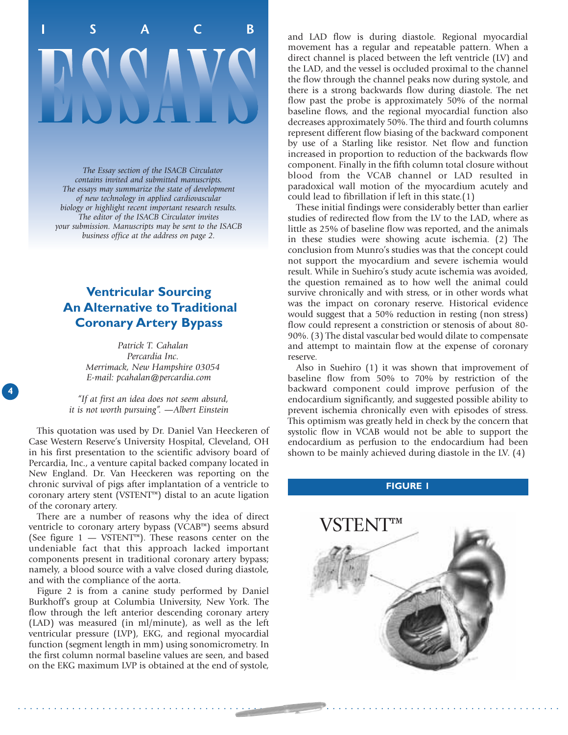# ISACB ESSAYS

*The Essay section of the ISACB Circulator contains invited and submitted manuscripts. The essays may summarize the state of development of new technology in applied cardiovascular biology or highlight recent important research results. The editor of the ISACB Circulator invites your submission. Manuscripts may be sent to the ISACB business office at the address on page 2.*

## Ventricular Sourcing An Alternative to Traditional Coronary Artery Bypass

*Patrick T. Cahalan*
*Percardia Inc.*
*Merrimack, New Hampshire 03054*
*E-mail: pcahalan@percardia.com*

*"If at first an idea does not seem absurd, it is not worth pursuing". —Albert Einstein*

This quotation was used by Dr. Daniel Van Heeckeren of Case Western Reserve's University Hospital, Cleveland, OH in his first presentation to the scientific advisory board of Percardia, Inc., a venture capital backed company located in New England. Dr. Van Heeckeren was reporting on the chronic survival of pigs after implantation of a ventricle to coronary artery stent (VSTENT™) distal to an acute ligation of the coronary artery.

There are a number of reasons why the idea of direct ventricle to coronary artery bypass (VCAB™) seems absurd (See figure 1 — VSTENT™). These reasons center on the undeniable fact that this approach lacked important components present in traditional coronary artery bypass; namely, a blood source with a valve closed during diastole, and with the compliance of the aorta.

Figure 2 is from a canine study performed by Daniel Burkhoff's group at Columbia University, New York. The flow through the left anterior descending coronary artery (LAD) was measured (in ml/minute), as well as the left ventricular pressure (LVP), EKG, and regional myocardial function (segment length in mm) using sonomicrometry. In the first column normal baseline values are seen, and based on the EKG maximum LVP is obtained at the end of systole, and LAD flow is during diastole. Regional myocardial movement has a regular and repeatable pattern. When a direct channel is placed between the left ventricle (LV) and the LAD, and the vessel is occluded proximal to the channel the flow through the channel peaks now during systole, and there is a strong backwards flow during diastole. The net flow past the probe is approximately 50% of the normal baseline flows, and the regional myocardial function also decreases approximately 50%. The third and fourth columns represent different flow biasing of the backward component by use of a Starling like resistor. Net flow and function increased in proportion to reduction of the backwards flow component. Finally in the fifth column total closure without blood from the VCAB channel or LAD resulted in paradoxical wall motion of the myocardium acutely and could lead to fibrillation if left in this state.(1)

These initial findings were considerably better than earlier studies of redirected flow from the LV to the LAD, where as little as 25% of baseline flow was reported, and the animals in these studies were showing acute ischemia. (2) The conclusion from Munro's studies was that the concept could not support the myocardium and severe ischemia would result. While in Suehiro's study acute ischemia was avoided, the question remained as to how well the animal could survive chronically and with stress, or in other words what was the impact on coronary reserve. Historical evidence would suggest that a 50% reduction in resting (non stress) flow could represent a constriction or stenosis of about 80-90%. (3) The distal vascular bed would dilate to compensate and attempt to maintain flow at the expense of coronary reserve.

Also in Suehiro (1) it was shown that improvement of baseline flow from 50% to 70% by restriction of the backward component could improve perfusion of the endocardium significantly, and suggested possible ability to prevent ischemia chronically even with episodes of stress. This optimism was greatly held in check by the concern that systolic flow in VCAB would not be able to support the endocardium as perfusion to the endocardium had been shown to be mainly achieved during diastole in the LV. (4)

**FIGURE 1**

VSTENT™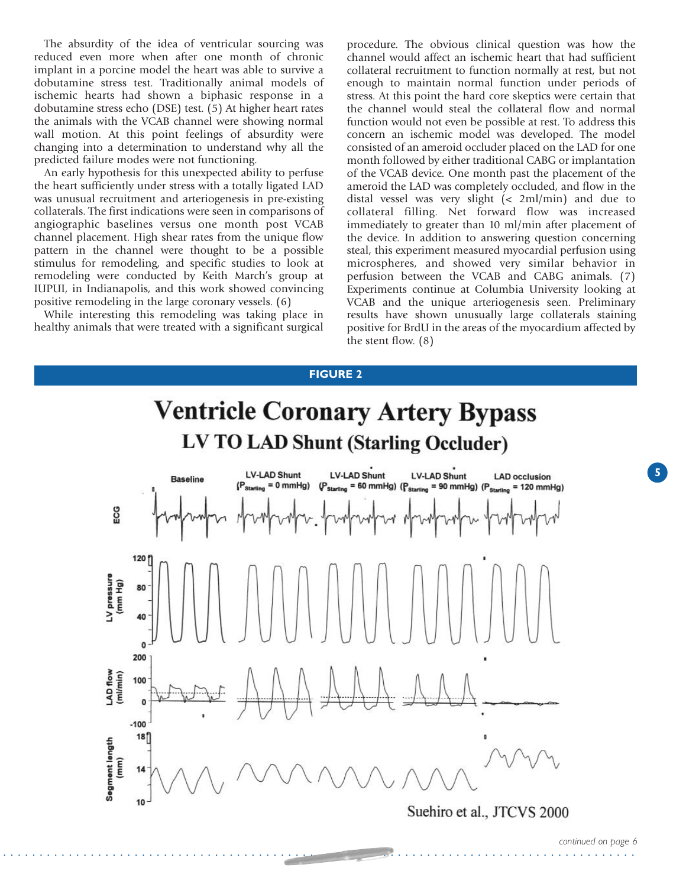The absurdity of the idea of ventricular sourcing was reduced even more when after one month of chronic implant in a porcine model the heart was able to survive a dobutamine stress test. Traditionally animal models of ischemic hearts had shown a biphasic response in a dobutamine stress echo (DSE) test. (5) At higher heart rates the animals with the VCAB channel were showing normal wall motion. At this point feelings of absurdity were changing into a determination to understand why all the predicted failure modes were not functioning.

An early hypothesis for this unexpected ability to perfuse the heart sufficiently under stress with a totally ligated LAD was unusual recruitment and arteriogenesis in pre-existing collaterals. The first indications were seen in comparisons of angiographic baselines versus one month post VCAB channel placement. High shear rates from the unique flow pattern in the channel were thought to be a possible stimulus for remodeling, and specific studies to look at remodeling were conducted by Keith March's group at IUPUI, in Indianapolis, and this work showed convincing positive remodeling in the large coronary vessels. (6)

While interesting this remodeling was taking place in healthy animals that were treated with a significant surgical procedure. The obvious clinical question was how the channel would affect an ischemic heart that had sufficient collateral recruitment to function normally at rest, but not enough to maintain normal function under periods of stress. At this point the hard core skeptics were certain that the channel would steal the collateral flow and normal function would not even be possible at rest. To address this concern an ischemic model was developed. The model consisted of an ameroid occluder placed on the LAD for one month followed by either traditional CABG or implantation of the VCAB device. One month past the placement of the ameroid the LAD was completely occluded, and flow in the distal vessel was very slight (< 2ml/min) and due to collateral filling. Net forward flow was increased immediately to greater than 10 ml/min after placement of the device. In addition to answering question concerning steal, this experiment measured myocardial perfusion using microspheres, and showed very similar behavior in perfusion between the VCAB and CABG animals. (7) Experiments continue at Columbia University looking at VCAB and the unique arteriogenesis seen. Preliminary results have shown unusually large collaterals staining positive for BrdU in the areas of the myocardium affected by the stent flow. (8)

**FIGURE 2**

Ventricle Coronary Artery Bypass

LV TO LAD Shunt (Starling Occluder)

Suehiro et al., JTCVS 2000

*continued on page 6*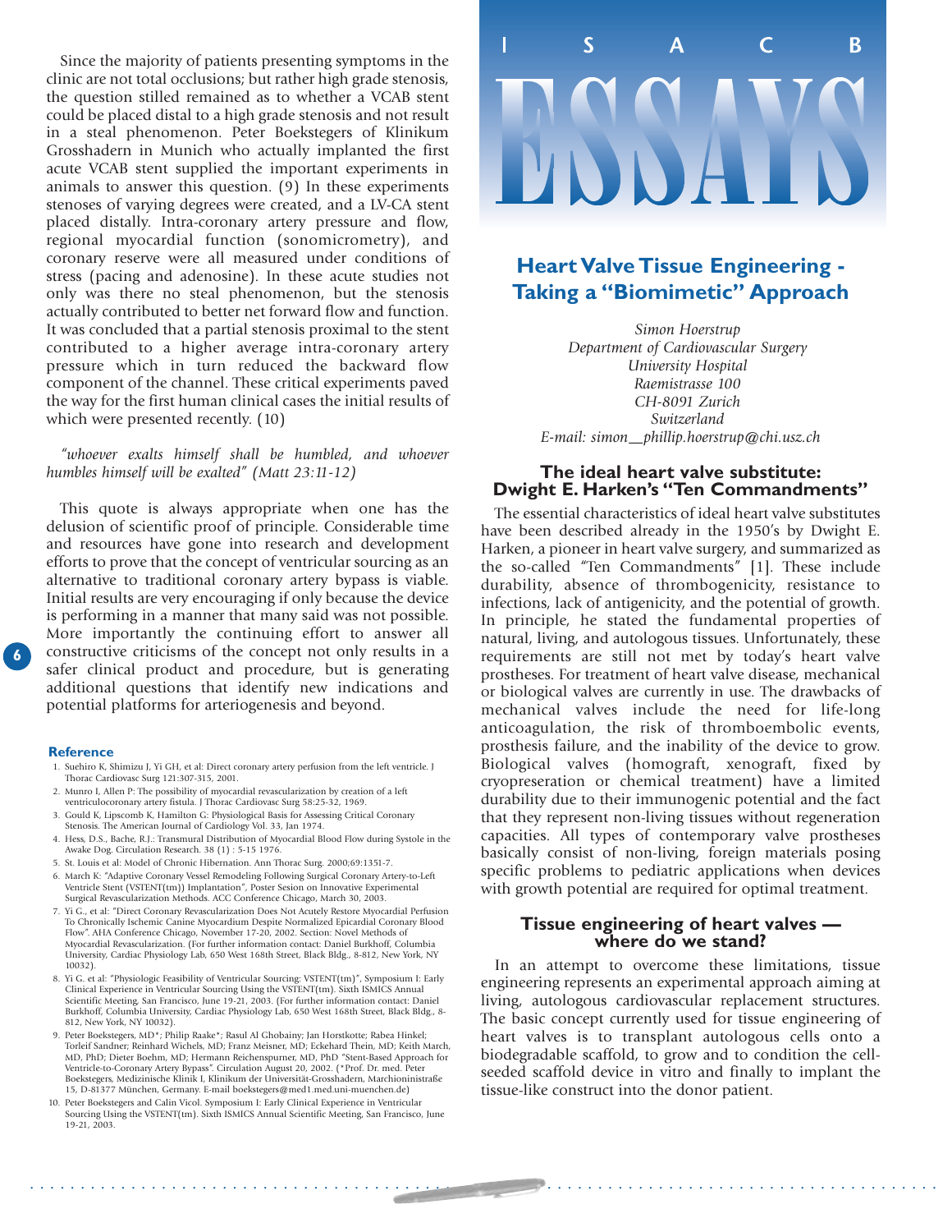Since the majority of patients presenting symptoms in the clinic are not total occlusions; but rather high grade stenosis, the question stilled remained as to whether a VCAB stent could be placed distal to a high grade stenosis and not result in a steal phenomenon. Peter Boekstegers of Klinikum Grosshadern in Munich who actually implanted the first acute VCAB stent supplied the important experiments in animals to answer this question. (9) In these experiments stenoses of varying degrees were created, and a LV-CA stent placed distally. Intra-coronary artery pressure and flow, regional myocardial function (sonomicrometry), and coronary reserve were all measured under conditions of stress (pacing and adenosine). In these acute studies not only was there no steal phenomenon, but the stenosis actually contributed to better net forward flow and function. It was concluded that a partial stenosis proximal to the stent contributed to a higher average intra-coronary artery pressure which in turn reduced the backward flow component of the channel. These critical experiments paved the way for the first human clinical cases the initial results of which were presented recently. (10)

*"whoever exalts himself shall be humbled, and whoever humbles himself will be exalted" (Matt 23:11-12)*

This quote is always appropriate when one has the delusion of scientific proof of principle. Considerable time and resources have gone into research and development efforts to prove that the concept of ventricular sourcing as an alternative to traditional coronary artery bypass is viable. Initial results are very encouraging if only because the device is performing in a manner that many said was not possible. More importantly the continuing effort to answer all constructive criticisms of the concept not only results in a safer clinical product and procedure, but is generating additional questions that identify new indications and potential platforms for arteriogenesis and beyond.

### Reference

1. Suehiro K, Shimizu J, Yi GH, et al: Direct coronary artery perfusion from the left ventricle. J Thorac Cardiovasc Surg 121:307-315, 2001.
2. Munro I, Allen P: The possibility of myocardial revascularization by creation of a left ventriculocoronary artery fistula. J Thorac Cardiovasc Surg 58:25-32, 1969.
3. Gould K, Lipscomb K, Hamilton G: Physiological Basis for Assessing Critical Coronary Stenosis. The American Journal of Cardiology Vol. 33, Jan 1974.
4. Hess, D.S., Bache, R.J.: Transmural Distribution of Myocardial Blood Flow during Systole in the Awake Dog. Circulation Research. 38 (1) : 5-15 1976.
5. St. Louis et al: Model of Chronic Hibernation. Ann Thorac Surg. 2000;69:1351-7.
6. March K: "Adaptive Coronary Vessel Remodeling Following Surgical Coronary Artery-to-Left Ventricle Stent (VSTENT(tm)) Implantation", Poster Sesion on Innovative Experimental Surgical Revascularization Methods. ACC Conference Chicago, March 30, 2003.
7. Yi G., et al: "Direct Coronary Revascularization Does Not Acutely Restore Myocardial Perfusion To Chronically Ischemic Canine Myocardium Despite Normalized Epicardial Coronary Blood Flow". AHA Conference Chicago, November 17-20, 2002. Section: Novel Methods of Myocardial Revascularization. (For further information contact: Daniel Burkhoff, Columbia University, Cardiac Physiology Lab, 650 West 168th Street, Black Bldg., 8-812, New York, NY 10032).
8. Yi G. et al: "Physiologic Feasibility of Ventricular Sourcing: VSTENT(tm)", Symposium I: Early Clinical Experience in Ventricular Sourcing Using the VSTENT(tm). Sixth ISMICS Annual Scientific Meeting, San Francisco, June 19-21, 2003. (For further information contact: Daniel Burkhoff, Columbia University, Cardiac Physiology Lab, 650 West 168th Street, Black Bldg., 8-812, New York, NY 10032).
9. Peter Boekstegers, MD*; Philip Raake*; Rasul Al Ghobainy; Jan Horstkotte; Rabea Hinkel; Torleif Sandner; Reinhard Wichels, MD; Franz Meisner, MD; Eckehard Thein, MD; Keith March, MD, PhD; Dieter Boehm, MD; Hermann Reichenspurner, MD, PhD "Stent-Based Approach for Ventricle-to-Coronary Artery Bypass". Circulation August 20, 2002. (*Prof. Dr. med. Peter Boekstegers, Medizinische Klinik I, Klinikum der Universität-Grosshadern, Marchioninistraße 15, D-81377 München, Germany. E-mail boekstegers@med1.med.uni-muenchen.de)
10. Peter Boekstegers and Calin Vicol. Symposium I: Early Clinical Experience in Ventricular Sourcing Using the VSTENT(tm). Sixth ISMICS Annual Scientific Meeting, San Francisco, June 19-21, 2003.

# ISACB ESSAYS

## Heart Valve Tissue Engineering - Taking a "Biomimetic" Approach

*Simon Hoerstrup*
*Department of Cardiovascular Surgery*
*University Hospital*
*Raemistrasse 100*
*CH-8091 Zurich*
*Switzerland*
*E-mail: simon__phillip.hoerstrup@chi.usz.ch*

### The ideal heart valve substitute: Dwight E. Harken's "Ten Commandments"

The essential characteristics of ideal heart valve substitutes have been described already in the 1950's by Dwight E. Harken, a pioneer in heart valve surgery, and summarized as the so-called "Ten Commandments" [1]. These include durability, absence of thrombogenicity, resistance to infections, lack of antigenicity, and the potential of growth. In principle, he stated the fundamental properties of natural, living, and autologous tissues. Unfortunately, these requirements are still not met by today's heart valve prostheses. For treatment of heart valve disease, mechanical or biological valves are currently in use. The drawbacks of mechanical valves include the need for life-long anticoagulation, the risk of thromboembolic events, prosthesis failure, and the inability of the device to grow. Biological valves (homograft, xenograft, fixed by cryopreseration or chemical treatment) have a limited durability due to their immunogenic potential and the fact that they represent non-living tissues without regeneration capacities. All types of contemporary valve prostheses basically consist of non-living, foreign materials posing specific problems to pediatric applications when devices with growth potential are required for optimal treatment.

### Tissue engineering of heart valves — where do we stand?

In an attempt to overcome these limitations, tissue engineering represents an experimental approach aiming at living, autologous cardiovascular replacement structures. The basic concept currently used for tissue engineering of heart valves is to transplant autologous cells onto a biodegradable scaffold, to grow and to condition the cell-seeded scaffold device in vitro and finally to implant the tissue-like construct into the donor patient.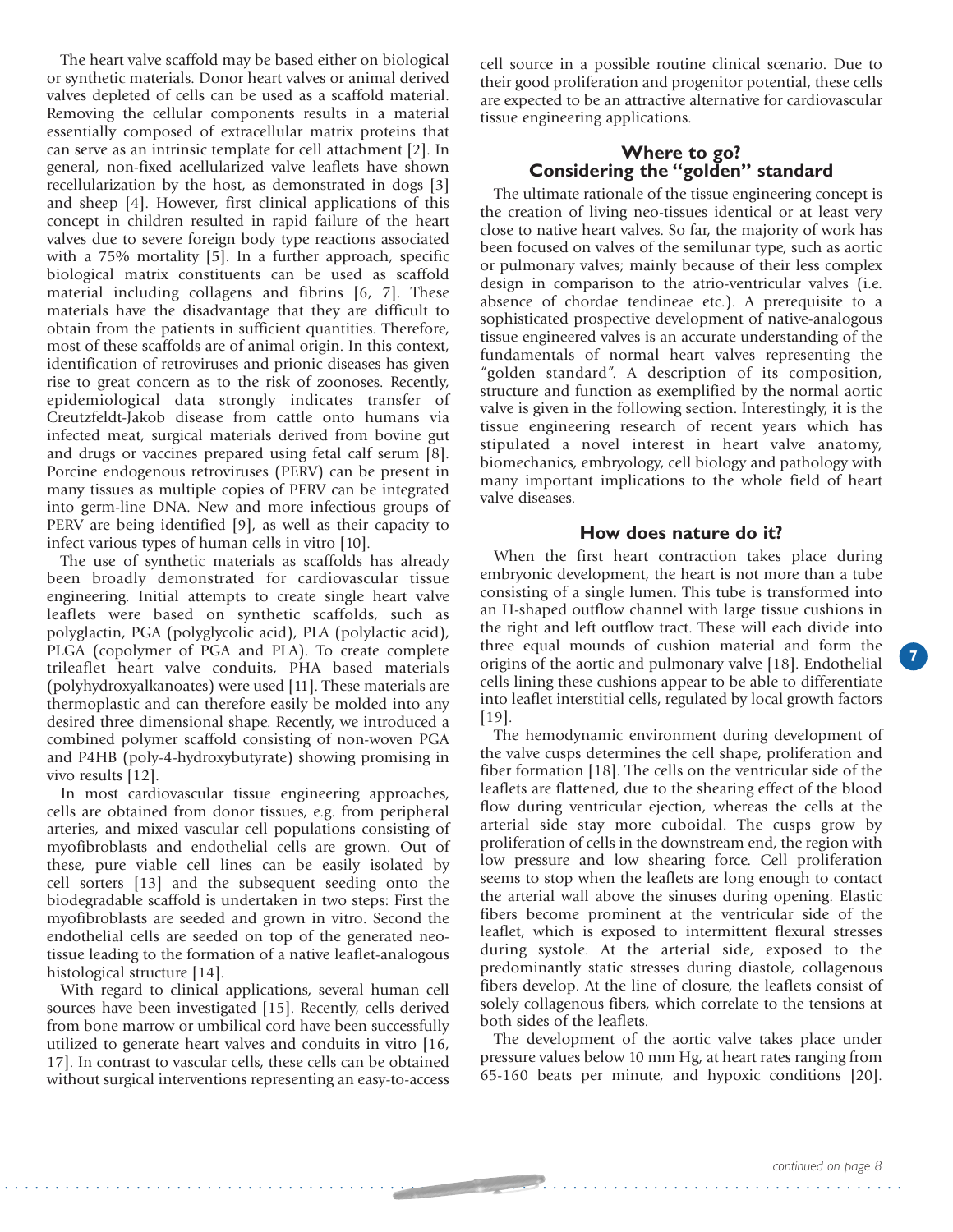The heart valve scaffold may be based either on biological or synthetic materials. Donor heart valves or animal derived valves depleted of cells can be used as a scaffold material. Removing the cellular components results in a material essentially composed of extracellular matrix proteins that can serve as an intrinsic template for cell attachment [2]. In general, non-fixed acellularized valve leaflets have shown recellularization by the host, as demonstrated in dogs [3] and sheep [4]. However, first clinical applications of this concept in children resulted in rapid failure of the heart valves due to severe foreign body type reactions associated with a 75% mortality [5]. In a further approach, specific biological matrix constituents can be used as scaffold material including collagens and fibrins [6, 7]. These materials have the disadvantage that they are difficult to obtain from the patients in sufficient quantities. Therefore, most of these scaffolds are of animal origin. In this context, identification of retroviruses and prionic diseases has given rise to great concern as to the risk of zoonoses. Recently, epidemiological data strongly indicates transfer of Creutzfeldt-Jakob disease from cattle onto humans via infected meat, surgical materials derived from bovine gut and drugs or vaccines prepared using fetal calf serum [8]. Porcine endogenous retroviruses (PERV) can be present in many tissues as multiple copies of PERV can be integrated into germ-line DNA. New and more infectious groups of PERV are being identified [9], as well as their capacity to infect various types of human cells in vitro [10].

The use of synthetic materials as scaffolds has already been broadly demonstrated for cardiovascular tissue engineering. Initial attempts to create single heart valve leaflets were based on synthetic scaffolds, such as polyglactin, PGA (polyglycolic acid), PLA (polylactic acid), PLGA (copolymer of PGA and PLA). To create complete trileaflet heart valve conduits, PHA based materials (polyhydroxyalkanoates) were used [11]. These materials are thermoplastic and can therefore easily be molded into any desired three dimensional shape. Recently, we introduced a combined polymer scaffold consisting of non-woven PGA and P4HB (poly-4-hydroxybutyrate) showing promising in vivo results [12].

In most cardiovascular tissue engineering approaches, cells are obtained from donor tissues, e.g. from peripheral arteries, and mixed vascular cell populations consisting of myofibroblasts and endothelial cells are grown. Out of these, pure viable cell lines can be easily isolated by cell sorters [13] and the subsequent seeding onto the biodegradable scaffold is undertaken in two steps: First the myofibroblasts are seeded and grown in vitro. Second the endothelial cells are seeded on top of the generated neo-tissue leading to the formation of a native leaflet-analogous histological structure [14].

With regard to clinical applications, several human cell sources have been investigated [15]. Recently, cells derived from bone marrow or umbilical cord have been successfully utilized to generate heart valves and conduits in vitro [16, 17]. In contrast to vascular cells, these cells can be obtained without surgical interventions representing an easy-to-access cell source in a possible routine clinical scenario. Due to their good proliferation and progenitor potential, these cells are expected to be an attractive alternative for cardiovascular tissue engineering applications.

## Where to go? Considering the "golden" standard

The ultimate rationale of the tissue engineering concept is the creation of living neo-tissues identical or at least very close to native heart valves. So far, the majority of work has been focused on valves of the semilunar type, such as aortic or pulmonary valves; mainly because of their less complex design in comparison to the atrio-ventricular valves (i.e. absence of chordae tendineae etc.). A prerequisite to a sophisticated prospective development of native-analogous tissue engineered valves is an accurate understanding of the fundamentals of normal heart valves representing the "golden standard". A description of its composition, structure and function as exemplified by the normal aortic valve is given in the following section. Interestingly, it is the tissue engineering research of recent years which has stipulated a novel interest in heart valve anatomy, biomechanics, embryology, cell biology and pathology with many important implications to the whole field of heart valve diseases.

## How does nature do it?

When the first heart contraction takes place during embryonic development, the heart is not more than a tube consisting of a single lumen. This tube is transformed into an H-shaped outflow channel with large tissue cushions in the right and left outflow tract. These will each divide into three equal mounds of cushion material and form the origins of the aortic and pulmonary valve [18]. Endothelial cells lining these cushions appear to be able to differentiate into leaflet interstitial cells, regulated by local growth factors [19].

The hemodynamic environment during development of the valve cusps determines the cell shape, proliferation and fiber formation [18]. The cells on the ventricular side of the leaflets are flattened, due to the shearing effect of the blood flow during ventricular ejection, whereas the cells at the arterial side stay more cuboidal. The cusps grow by proliferation of cells in the downstream end, the region with low pressure and low shearing force. Cell proliferation seems to stop when the leaflets are long enough to contact the arterial wall above the sinuses during opening. Elastic fibers become prominent at the ventricular side of the leaflet, which is exposed to intermittent flexural stresses during systole. At the arterial side, exposed to the predominantly static stresses during diastole, collagenous fibers develop. At the line of closure, the leaflets consist of solely collagenous fibers, which correlate to the tensions at both sides of the leaflets.

The development of the aortic valve takes place under pressure values below 10 mm Hg, at heart rates ranging from 65-160 beats per minute, and hypoxic conditions [20].

*continued on page 8*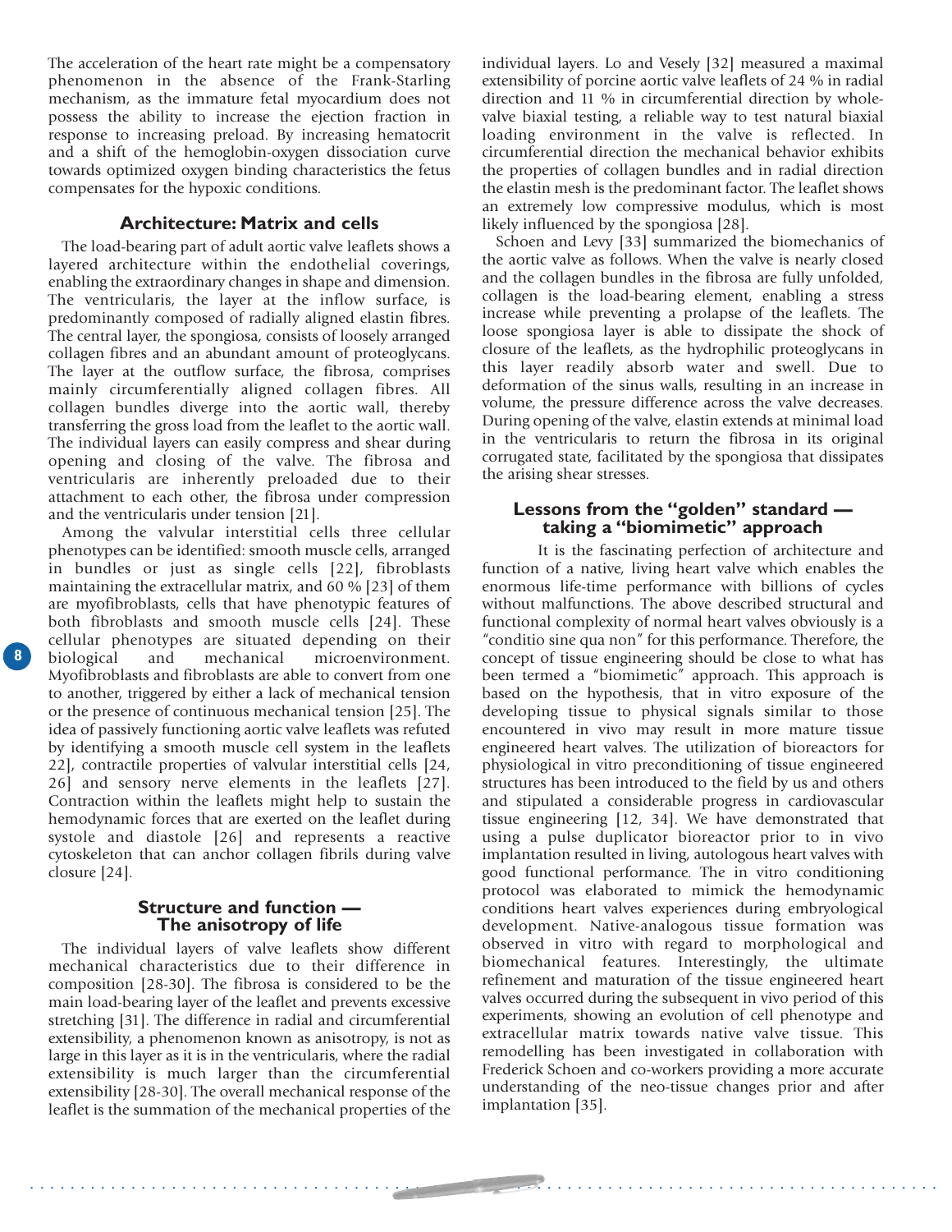The acceleration of the heart rate might be a compensatory phenomenon in the absence of the Frank-Starling mechanism, as the immature fetal myocardium does not possess the ability to increase the ejection fraction in response to increasing preload. By increasing hematocrit and a shift of the hemoglobin-oxygen dissociation curve towards optimized oxygen binding characteristics the fetus compensates for the hypoxic conditions.

## Architecture: Matrix and cells

The load-bearing part of adult aortic valve leaflets shows a layered architecture within the endothelial coverings, enabling the extraordinary changes in shape and dimension. The ventricularis, the layer at the inflow surface, is predominantly composed of radially aligned elastin fibres. The central layer, the spongiosa, consists of loosely arranged collagen fibres and an abundant amount of proteoglycans. The layer at the outflow surface, the fibrosa, comprises mainly circumferentially aligned collagen fibres. All collagen bundles diverge into the aortic wall, thereby transferring the gross load from the leaflet to the aortic wall. The individual layers can easily compress and shear during opening and closing of the valve. The fibrosa and ventricularis are inherently preloaded due to their attachment to each other, the fibrosa under compression and the ventricularis under tension [21].

Among the valvular interstitial cells three cellular phenotypes can be identified: smooth muscle cells, arranged in bundles or just as single cells [22], fibroblasts maintaining the extracellular matrix, and 60 % [23] of them are myofibroblasts, cells that have phenotypic features of both fibroblasts and smooth muscle cells [24]. These cellular phenotypes are situated depending on their biological and mechanical microenvironment. Myofibroblasts and fibroblasts are able to convert from one to another, triggered by either a lack of mechanical tension or the presence of continuous mechanical tension [25]. The idea of passively functioning aortic valve leaflets was refuted by identifying a smooth muscle cell system in the leaflets 22], contractile properties of valvular interstitial cells [24, 26] and sensory nerve elements in the leaflets [27]. Contraction within the leaflets might help to sustain the hemodynamic forces that are exerted on the leaflet during systole and diastole [26] and represents a reactive cytoskeleton that can anchor collagen fibrils during valve closure [24].

## Structure and function — The anisotropy of life

The individual layers of valve leaflets show different mechanical characteristics due to their difference in composition [28-30]. The fibrosa is considered to be the main load-bearing layer of the leaflet and prevents excessive stretching [31]. The difference in radial and circumferential extensibility, a phenomenon known as anisotropy, is not as large in this layer as it is in the ventricularis, where the radial extensibility is much larger than the circumferential extensibility [28-30]. The overall mechanical response of the leaflet is the summation of the mechanical properties of the individual layers. Lo and Vesely [32] measured a maximal extensibility of porcine aortic valve leaflets of 24 % in radial direction and 11 % in circumferential direction by whole-valve biaxial testing, a reliable way to test natural biaxial loading environment in the valve is reflected. In circumferential direction the mechanical behavior exhibits the properties of collagen bundles and in radial direction the elastin mesh is the predominant factor. The leaflet shows an extremely low compressive modulus, which is most likely influenced by the spongiosa [28].

Schoen and Levy [33] summarized the biomechanics of the aortic valve as follows. When the valve is nearly closed and the collagen bundles in the fibrosa are fully unfolded, collagen is the load-bearing element, enabling a stress increase while preventing a prolapse of the leaflets. The loose spongiosa layer is able to dissipate the shock of closure of the leaflets, as the hydrophilic proteoglycans in this layer readily absorb water and swell. Due to deformation of the sinus walls, resulting in an increase in volume, the pressure difference across the valve decreases. During opening of the valve, elastin extends at minimal load in the ventricularis to return the fibrosa in its original corrugated state, facilitated by the spongiosa that dissipates the arising shear stresses.

## Lessons from the "golden" standard — taking a "biomimetic" approach

It is the fascinating perfection of architecture and function of a native, living heart valve which enables the enormous life-time performance with billions of cycles without malfunctions. The above described structural and functional complexity of normal heart valves obviously is a "conditio sine qua non" for this performance. Therefore, the concept of tissue engineering should be close to what has been termed a "biomimetic" approach. This approach is based on the hypothesis, that in vitro exposure of the developing tissue to physical signals similar to those encountered in vivo may result in more mature tissue engineered heart valves. The utilization of bioreactors for physiological in vitro preconditioning of tissue engineered structures has been introduced to the field by us and others and stipulated a considerable progress in cardiovascular tissue engineering [12, 34]. We have demonstrated that using a pulse duplicator bioreactor prior to in vivo implantation resulted in living, autologous heart valves with good functional performance. The in vitro conditioning protocol was elaborated to mimick the hemodynamic conditions heart valves experiences during embryological development. Native-analogous tissue formation was observed in vitro with regard to morphological and biomechanical features. Interestingly, the ultimate refinement and maturation of the tissue engineered heart valves occurred during the subsequent in vivo period of this experiments, showing an evolution of cell phenotype and extracellular matrix towards native valve tissue. This remodelling has been investigated in collaboration with Frederick Schoen and co-workers providing a more accurate understanding of the neo-tissue changes prior and after implantation [35].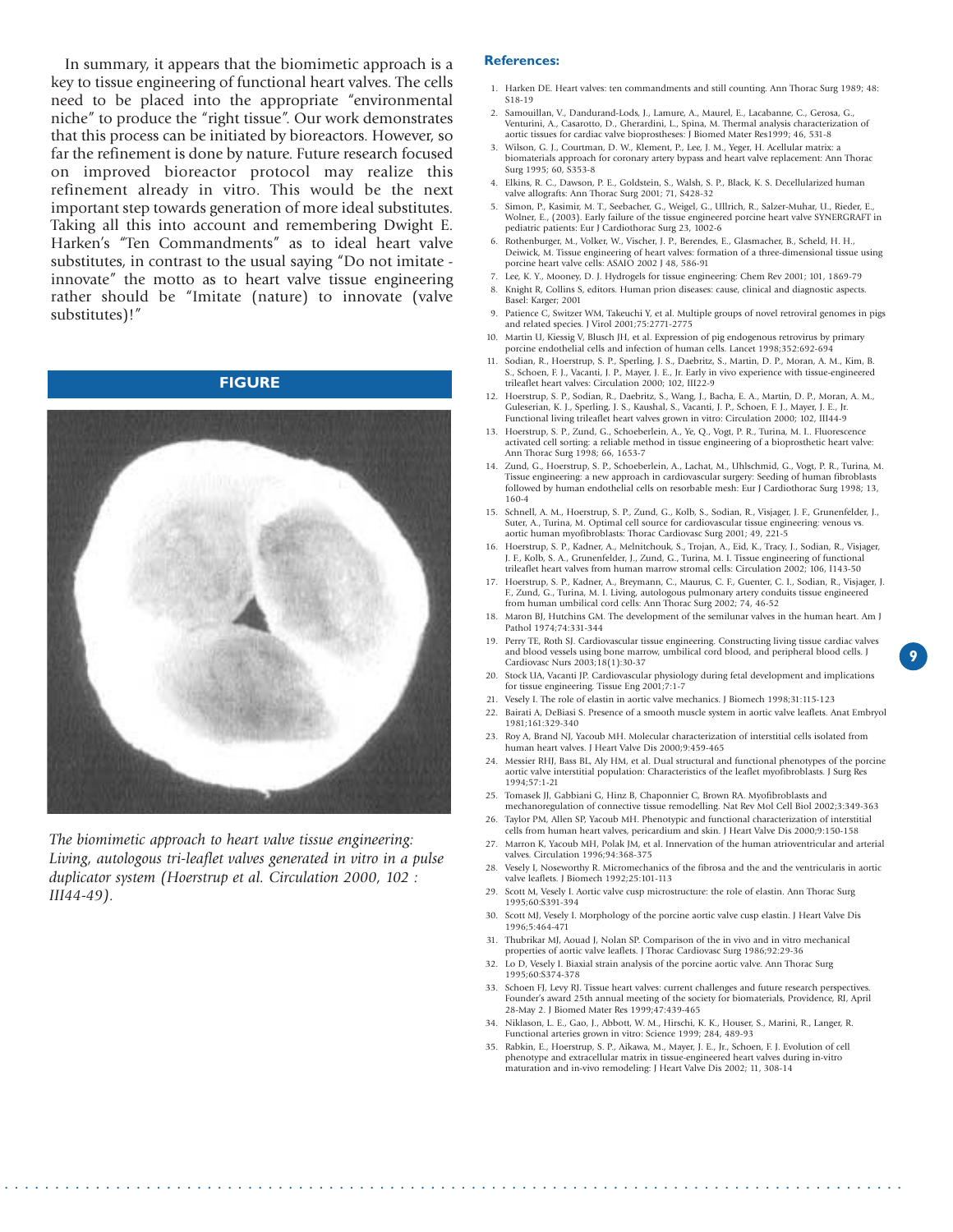In summary, it appears that the biomimetic approach is a key to tissue engineering of functional heart valves. The cells need to be placed into the appropriate "environmental niche" to produce the "right tissue". Our work demonstrates that this process can be initiated by bioreactors. However, so far the refinement is done by nature. Future research focused on improved bioreactor protocol may realize this refinement already in vitro. This would be the next important step towards generation of more ideal substitutes. Taking all this into account and remembering Dwight E. Harken's "Ten Commandments" as to ideal heart valve substitutes, in contrast to the usual saying "Do not imitate - innovate" the motto as to heart valve tissue engineering rather should be "Imitate (nature) to innovate (valve substitutes)!"

## FIGURE

*The biomimetic approach to heart valve tissue engineering: Living, autologous tri-leaflet valves generated in vitro in a pulse duplicator system (Hoerstrup et al. Circulation 2000, 102 : III44-49).*

### References:

1. Harken DE. Heart valves: ten commandments and still counting. Ann Thorac Surg 1989; 48: S18-19
2. Samouillan, V., Dandurand-Lods, J., Lamure, A., Maurel, E., Lacabanne, C., Gerosa, G., Venturini, A., Casarotto, D., Gherardini, L., Spina, M. Thermal analysis characterization of aortic tissues for cardiac valve bioprostheses: J Biomed Mater Res1999; 46, 531-8
3. Wilson, G. J., Courtman, D. W., Klement, P., Lee, J. M., Yeger, H. Acellular matrix: a biomaterials approach for coronary artery bypass and heart valve replacement: Ann Thorac Surg 1995; 60, S353-8
4. Elkins, R. C., Dawson, P. E., Goldstein, S., Walsh, S. P., Black, K. S. Decellularized human valve allografts: Ann Thorac Surg 2001; 71, S428-32
5. Simon, P., Kasimir, M. T., Seebacher, G., Weigel, G., Ullrich, R., Salzer-Muhar, U., Rieder, E., Wolner, E., (2003). Early failure of the tissue engineered porcine heart valve SYNERGRAFT in pediatric patients: Eur J Cardiothorac Surg 23, 1002-6
6. Rothenburger, M., Volker, W., Vischer, J. P., Berendes, E., Glasmacher, B., Scheld, H. H., Deiwick, M. Tissue engineering of heart valves: formation of a three-dimensional tissue using porcine heart valve cells: ASAIO 2002 J 48, 586-91
7. Lee, K. Y., Mooney, D. J. Hydrogels for tissue engineering: Chem Rev 2001; 101, 1869-79
8. Knight R, Collins S, editors. Human prion diseases: cause, clinical and diagnostic aspects. Basel: Karger; 2001
9. Patience C, Switzer WM, Takeuchi Y, et al. Multiple groups of novel retroviral genomes in pigs and related species. J Virol 2001;75:2771-2775
10. Martin U, Kiessig V, Blusch JH, et al. Expression of pig endogenous retrovirus by primary porcine endothelial cells and infection of human cells. Lancet 1998;352:692-694
11. Sodian, R., Hoerstrup, S. P., Sperling, J. S., Daebritz, S., Martin, D. P., Moran, A. M., Kim, B. S., Schoen, F. J., Vacanti, J. P., Mayer, J. E., Jr. Early in vivo experience with tissue-engineered trileaflet heart valves: Circulation 2000; 102, III22-9
12. Hoerstrup, S. P., Sodian, R., Daebritz, S., Wang, J., Bacha, E. A., Martin, D. P., Moran, A. M., Guleserian, K. J., Sperling, J. S., Kaushal, S., Vacanti, J. P., Schoen, F. J., Mayer, J. E., Jr. Functional living trileaflet heart valves grown in vitro: Circulation 2000; 102, III44-9
13. Hoerstrup, S. P., Zund, G., Schoeberlein, A., Ye, Q., Vogt, P. R., Turina, M. I.. Fluorescence activated cell sorting: a reliable method in tissue engineering of a bioprosthetic heart valve: Ann Thorac Surg 1998; 66, 1653-7
14. Zund, G., Hoerstrup, S. P., Schoeberlein, A., Lachat, M., Uhlschmid, G., Vogt, P. R., Turina, M. Tissue engineering: a new approach in cardiovascular surgery: Seeding of human fibroblasts followed by human endothelial cells on resorbable mesh: Eur J Cardiothorac Surg 1998; 13, 160-4
15. Schnell, A. M., Hoerstrup, S. P., Zund, G., Kolb, S., Sodian, R., Visjager, J. F., Grunenfelder, J., Suter, A., Turina, M. Optimal cell source for cardiovascular tissue engineering: venous vs. aortic human myofibroblasts: Thorac Cardiovasc Surg 2001; 49, 221-5
16. Hoerstrup, S. P., Kadner, A., Melnitchouk, S., Trojan, A., Eid, K., Tracy, J., Sodian, R., Visjager, J. F., Kolb, S. A., Grunenfelder, J., Zund, G., Turina, M. I. Tissue engineering of functional trileaflet heart valves from human marrow stromal cells: Circulation 2002; 106, I143-50
17. Hoerstrup, S. P., Kadner, A., Breymann, C., Maurus, C. F., Guenter, C. I., Sodian, R., Visjager, J. F., Zund, G., Turina, M. I. Living, autologous pulmonary artery conduits tissue engineered from human umbilical cord cells: Ann Thorac Surg 2002; 74, 46-52
18. Maron BJ, Hutchins GM. The development of the semilunar valves in the human heart. Am J Pathol 1974;74:331-344
19. Perry TE, Roth SJ. Cardiovascular tissue engineering. Constructing living tissue cardiac valves and blood vessels using bone marrow, umbilical cord blood, and peripheral blood cells. J Cardiovasc Nurs 2003;18(1):30-37
20. Stock UA, Vacanti JP. Cardiovascular physiology during fetal development and implications for tissue engineering. Tissue Eng 2001;7:1-7
21. Vesely I. The role of elastin in aortic valve mechanics. J Biomech 1998;31:115-123
22. Bairati A, DeBiasi S. Presence of a smooth muscle system in aortic valve leaflets. Anat Embryol 1981;161:329-340
23. Roy A, Brand NJ, Yacoub MH. Molecular characterization of interstitial cells isolated from human heart valves. J Heart Valve Dis 2000;9:459-465
24. Messier RHJ, Bass BL, Aly HM, et al. Dual structural and functional phenotypes of the porcine aortic valve interstitial population: Characteristics of the leaflet myofibroblasts. J Surg Res 1994;57:1-21
25. Tomasek JJ, Gabbiani G, Hinz B, Chaponnier C, Brown RA. Myofibroblasts and mechanoregulation of connective tissue remodelling. Nat Rev Mol Cell Biol 2002;3:349-363
26. Taylor PM, Allen SP, Yacoub MH. Phenotypic and functional characterization of interstitial cells from human heart valves, pericardium and skin. J Heart Valve Dis 2000;9:150-158
27. Marron K, Yacoub MH, Polak JM, et al. Innervation of the human atrioventricular and arterial valves. Circulation 1996;94:368-375
28. Vesely I, Noseworthy R. Micromechanics of the fibrosa and the and the ventricularis in aortic valve leaflets. J Biomech 1992;25:101-113
29. Scott M, Vesely I. Aortic valve cusp microstructure: the role of elastin. Ann Thorac Surg 1995;60:S391-394
30. Scott MJ, Vesely I. Morphology of the porcine aortic valve cusp elastin. J Heart Valve Dis 1996;5:464-471
31. Thubrikar MJ, Aouad J, Nolan SP. Comparison of the in vivo and in vitro mechanical properties of aortic valve leaflets. J Thorac Cardiovasc Surg 1986;92:29-36
32. Lo D, Vesely I. Biaxial strain analysis of the porcine aortic valve. Ann Thorac Surg 1995;60:S374-378
33. Schoen FJ, Levy RJ. Tissue heart valves: current challenges and future research perspectives. Founder's award 25th annual meeting of the society for biomaterials, Providence, RI, April 28-May 2. J Biomed Mater Res 1999;47:439-465
34. Niklason, L. E., Gao, J., Abbott, W. M., Hirschi, K. K., Houser, S., Marini, R., Langer, R. Functional arteries grown in vitro: Science 1999; 284, 489-93
35. Rabkin, E., Hoerstrup, S. P., Aikawa, M., Mayer, J. E., Jr., Schoen, F. J. Evolution of cell phenotype and extracellular matrix in tissue-engineered heart valves during in-vitro maturation and in-vivo remodeling: J Heart Valve Dis 2002; 11, 308-14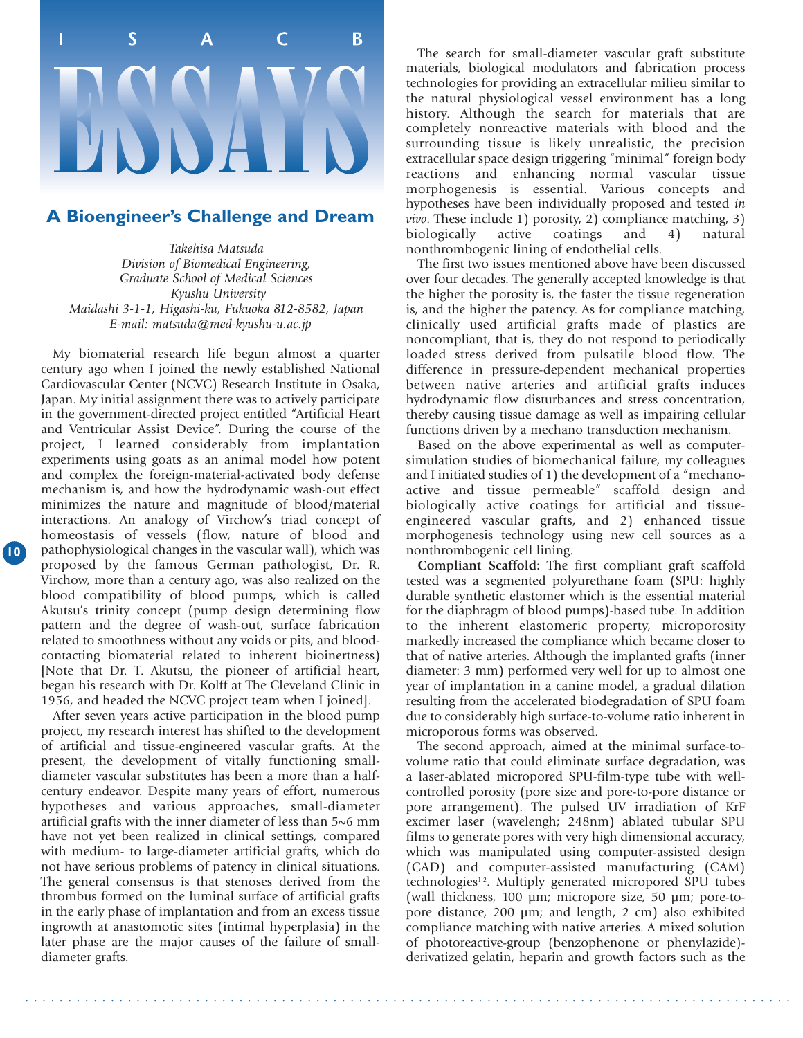# ISACB ESSAYS

## A Bioengineer's Challenge and Dream

*Takehisa Matsuda*
*Division of Biomedical Engineering,*
*Graduate School of Medical Sciences*
*Kyushu University*
*Maidashi 3-1-1, Higashi-ku, Fukuoka 812-8582, Japan*
*E-mail: matsuda@med-kyushu-u.ac.jp*

My biomaterial research life begun almost a quarter century ago when I joined the newly established National Cardiovascular Center (NCVC) Research Institute in Osaka, Japan. My initial assignment there was to actively participate in the government-directed project entitled "Artificial Heart and Ventricular Assist Device". During the course of the project, I learned considerably from implantation experiments using goats as an animal model how potent and complex the foreign-material-activated body defense mechanism is, and how the hydrodynamic wash-out effect minimizes the nature and magnitude of blood/material interactions. An analogy of Virchow's triad concept of homeostasis of vessels (flow, nature of blood and pathophysiological changes in the vascular wall), which was proposed by the famous German pathologist, Dr. R. Virchow, more than a century ago, was also realized on the blood compatibility of blood pumps, which is called Akutsu's trinity concept (pump design determining flow pattern and the degree of wash-out, surface fabrication related to smoothness without any voids or pits, and blood-contacting biomaterial related to inherent bioinertness) [Note that Dr. T. Akutsu, the pioneer of artificial heart, began his research with Dr. Kolff at The Cleveland Clinic in 1956, and headed the NCVC project team when I joined].

After seven years active participation in the blood pump project, my research interest has shifted to the development of artificial and tissue-engineered vascular grafts. At the present, the development of vitally functioning small-diameter vascular substitutes has been a more than a half-century endeavor. Despite many years of effort, numerous hypotheses and various approaches, small-diameter artificial grafts with the inner diameter of less than 5~6 mm have not yet been realized in clinical settings, compared with medium- to large-diameter artificial grafts, which do not have serious problems of patency in clinical situations. The general consensus is that stenoses derived from the thrombus formed on the luminal surface of artificial grafts in the early phase of implantation and from an excess tissue ingrowth at anastomotic sites (intimal hyperplasia) in the later phase are the major causes of the failure of small-diameter grafts.

The search for small-diameter vascular graft substitute materials, biological modulators and fabrication process technologies for providing an extracellular milieu similar to the natural physiological vessel environment has a long history. Although the search for materials that are completely nonreactive materials with blood and the surrounding tissue is likely unrealistic, the precision extracellular space design triggering "minimal" foreign body reactions and enhancing normal vascular tissue morphogenesis is essential. Various concepts and hypotheses have been individually proposed and tested *in vivo*. These include 1) porosity, 2) compliance matching, 3) biologically active coatings and 4) natural nonthrombogenic lining of endothelial cells.

The first two issues mentioned above have been discussed over four decades. The generally accepted knowledge is that the higher the porosity is, the faster the tissue regeneration is, and the higher the patency. As for compliance matching, clinically used artificial grafts made of plastics are noncompliant, that is, they do not respond to periodically loaded stress derived from pulsatile blood flow. The difference in pressure-dependent mechanical properties between native arteries and artificial grafts induces hydrodynamic flow disturbances and stress concentration, thereby causing tissue damage as well as impairing cellular functions driven by a mechano transduction mechanism.

Based on the above experimental as well as computer-simulation studies of biomechanical failure, my colleagues and I initiated studies of 1) the development of a "mechano-active and tissue permeable" scaffold design and biologically active coatings for artificial and tissue-engineered vascular grafts, and 2) enhanced tissue morphogenesis technology using new cell sources as a nonthrombogenic cell lining.

**Compliant Scaffold:** The first compliant graft scaffold tested was a segmented polyurethane foam (SPU: highly durable synthetic elastomer which is the essential material for the diaphragm of blood pumps)-based tube. In addition to the inherent elastomeric property, microporosity markedly increased the compliance which became closer to that of native arteries. Although the implanted grafts (inner diameter: 3 mm) performed very well for up to almost one year of implantation in a canine model, a gradual dilation resulting from the accelerated biodegradation of SPU foam due to considerably high surface-to-volume ratio inherent in microporous forms was observed.

The second approach, aimed at the minimal surface-to-volume ratio that could eliminate surface degradation, was a laser-ablated micropored SPU-film-type tube with well-controlled porosity (pore size and pore-to-pore distance or pore arrangement). The pulsed UV irradiation of KrF excimer laser (wavelengh; 248nm) ablated tubular SPU films to generate pores with very high dimensional accuracy, which was manipulated using computer-assisted design (CAD) and computer-assisted manufacturing (CAM) technologies[1,2]. Multiply generated micropored SPU tubes (wall thickness, 100 µm; micropore size, 50 µm; pore-to-pore distance, 200 µm; and length, 2 cm) also exhibited compliance matching with native arteries. A mixed solution of photoreactive-group (benzophenone or phenylazide)-derivatized gelatin, heparin and growth factors such as the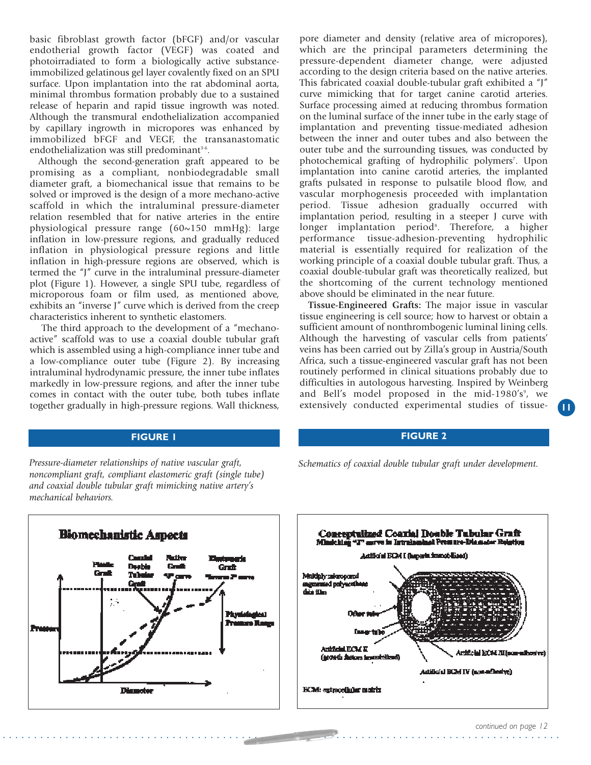basic fibroblast growth factor (bFGF) and/or vascular endotherial growth factor (VEGF) was coated and photoirradiated to form a biologically active substance-immobilized gelatinous gel layer covalently fixed on an SPU surface. Upon implantation into the rat abdominal aorta, minimal thrombus formation probably due to a sustained release of heparin and rapid tissue ingrowth was noted. Although the transmural endothelialization accompanied by capillary ingrowth in micropores was enhanced by immobilized bFGF and VEGF, the transanastomatic endothelialization was still predominant[3-6].

Although the second-generation graft appeared to be promising as a compliant, nonbiodegradable small diameter graft, a biomechanical issue that remains to be solved or improved is the design of a more mechano-active scaffold in which the intraluminal pressure-diameter relation resembled that for native arteries in the entire physiological pressure range (60~150 mmHg): large inflation in low-pressure regions, and gradually reduced inflation in physiological pressure regions and little inflation in high-pressure regions are observed, which is termed the "J" curve in the intraluminal pressure-diameter plot (Figure 1). However, a single SPU tube, regardless of microporous foam or film used, as mentioned above, exhibits an "inverse J" curve which is derived from the creep characteristics inherent to synthetic elastomers.

The third approach to the development of a "mechano-active" scaffold was to use a coaxial double tubular graft which is assembled using a high-compliance inner tube and a low-compliance outer tube (Figure 2). By increasing intraluminal hydrodynamic pressure, the inner tube inflates markedly in low-pressure regions, and after the inner tube comes in contact with the outer tube, both tubes inflate together gradually in high-pressure regions. Wall thickness, pore diameter and density (relative area of micropores), which are the principal parameters determining the pressure-dependent diameter change, were adjusted according to the design criteria based on the native arteries. This fabricated coaxial double-tubular graft exhibited a "J" curve mimicking that for target canine carotid arteries. Surface processing aimed at reducing thrombus formation on the luminal surface of the inner tube in the early stage of implantation and preventing tissue-mediated adhesion between the inner and outer tubes and also between the outer tube and the surrounding tissues, was conducted by photochemical grafting of hydrophilic polymers[7]. Upon implantation into canine carotid arteries, the implanted grafts pulsated in response to pulsatile blood flow, and vascular morphogenesis proceeded with implantation period. Tissue adhesion gradually occurred with implantation period, resulting in a steeper J curve with longer implantation period[8]. Therefore, a higher performance tissue-adhesion-preventing hydrophilic material is essentially required for realization of the working principle of a coaxial double tubular graft. Thus, a coaxial double-tubular graft was theoretically realized, but the shortcoming of the current technology mentioned above should be eliminated in the near future.

**Tissue-Engineered Grafts:** The major issue in vascular tissue engineering is cell source; how to harvest or obtain a sufficient amount of nonthrombogenic luminal lining cells. Although the harvesting of vascular cells from patients' veins has been carried out by Zilla's group in Austria/South Africa, such a tissue-engineered vascular graft has not been routinely performed in clinical situations probably due to difficulties in autologous harvesting. Inspired by Weinberg and Bell's model proposed in the mid-1980's[9], we extensively conducted experimental studies of tissue-

**FIGURE 1**

*Pressure-diameter relationships of native vascular graft, noncompliant graft, compliant elastomeric graft (single tube) and coaxial double tubular graft mimicking native artery's mechanical behaviors.*

**FIGURE 2**

*Schematics of coaxial double tubular graft under development.*

*continued on page 12*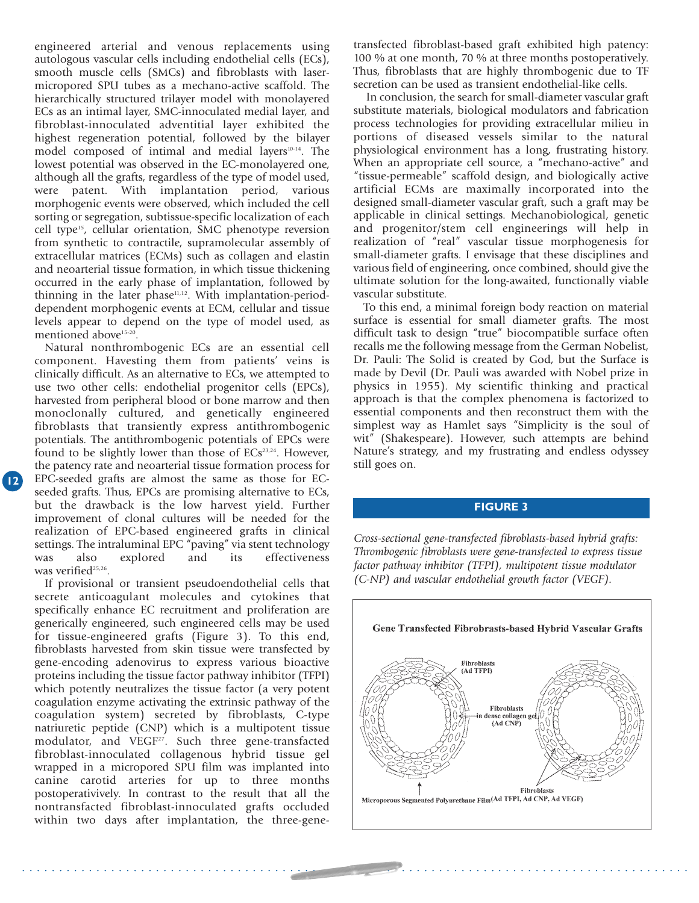engineered arterial and venous replacements using autologous vascular cells including endothelial cells (ECs), smooth muscle cells (SMCs) and fibroblasts with laser-micropored SPU tubes as a mechano-active scaffold. The hierarchically structured trilayer model with monolayered ECs as an intimal layer, SMC-innoculated medial layer, and fibroblast-innoculated adventitial layer exhibited the highest regeneration potential, followed by the bilayer model composed of intimal and medial layers[10-14]. The lowest potential was observed in the EC-monolayered one, although all the grafts, regardless of the type of model used, were patent. With implantation period, various morphogenic events were observed, which included the cell sorting or segregation, subtissue-specific localization of each cell type[15], cellular orientation, SMC phenotype reversion from synthetic to contractile, supramolecular assembly of extracellular matrices (ECMs) such as collagen and elastin and neoarterial tissue formation, in which tissue thickening occurred in the early phase of implantation, followed by thinning in the later phase[11,12]. With implantation-period-dependent morphogenic events at ECM, cellular and tissue levels appear to depend on the type of model used, as mentioned above[15-20].

Natural nonthrombogenic ECs are an essential cell component. Havesting them from patients' veins is clinically difficult. As an alternative to ECs, we attempted to use two other cells: endothelial progenitor cells (EPCs), harvested from peripheral blood or bone marrow and then monoclonally cultured, and genetically engineered fibroblasts that transiently express antithrombogenic potentials. The antithrombogenic potentials of EPCs were found to be slightly lower than those of ECs[23,24]. However, the patency rate and neoarterial tissue formation process for EPC-seeded grafts are almost the same as those for EC-seeded grafts. Thus, EPCs are promising alternative to ECs, but the drawback is the low harvest yield. Further improvement of clonal cultures will be needed for the realization of EPC-based engineered grafts in clinical settings. The intraluminal EPC "paving" via stent technology was also explored and its effectiveness was verified[25,26].

If provisional or transient pseudoendothelial cells that secrete anticoagulant molecules and cytokines that specifically enhance EC recruitment and proliferation are generically engineered, such engineered cells may be used for tissue-engineered grafts (Figure 3). To this end, fibroblasts harvested from skin tissue were transfected by gene-encoding adenovirus to express various bioactive proteins including the tissue factor pathway inhibitor (TFPI) which potently neutralizes the tissue factor (a very potent coagulation enzyme activating the extrinsic pathway of the coagulation system) secreted by fibroblasts, C-type natriuretic peptide (CNP) which is a multipotent tissue modulator, and VEGF[27]. Such three gene-transfacted fibroblast-innoculated collagenous hybrid tissue gel wrapped in a micropored SPU film was implanted into canine carotid arteries for up to three months postoperativively. In contrast to the result that all the nontransfacted fibroblast-innoculated grafts occluded within two days after implantation, the three-gene-transfected fibroblast-based graft exhibited high patency: 100 % at one month, 70 % at three months postoperatively. Thus, fibroblasts that are highly thrombogenic due to TF secretion can be used as transient endothelial-like cells.

In conclusion, the search for small-diameter vascular graft substitute materials, biological modulators and fabrication process technologies for providing extracellular milieu in portions of diseased vessels similar to the natural physiological environment has a long, frustrating history. When an appropriate cell source, a "mechano-active" and "tissue-permeable" scaffold design, and biologically active artificial ECMs are maximally incorporated into the designed small-diameter vascular graft, such a graft may be applicable in clinical settings. Mechanobiological, genetic and progenitor/stem cell engineerings will help in realization of "real" vascular tissue morphogenesis for small-diameter grafts. I envisage that these disciplines and various field of engineering, once combined, should give the ultimate solution for the long-awaited, functionally viable vascular substitute.

To this end, a minimal foreign body reaction on material surface is essential for small diameter grafts. The most difficult task to design "true" biocompatible surface often recalls me the following message from the German Nobelist, Dr. Pauli: The Solid is created by God, but the Surface is made by Devil (Dr. Pauli was awarded with Nobel prize in physics in 1955). My scientific thinking and practical approach is that the complex phenomena is factorized to essential components and then reconstruct them with the simplest way as Hamlet says "Simplicity is the soul of wit" (Shakespeare). However, such attempts are behind Nature's strategy, and my frustrating and endless odyssey still goes on.

**FIGURE 3**

*Cross-sectional gene-transfected fibroblasts-based hybrid grafts: Thrombogenic fibroblasts were gene-transfected to express tissue factor pathway inhibitor (TFPI), multipotent tissue modulator (C-NP) and vascular endothelial growth factor (VEGF).*

**Gene Transfected Fibrobrasts-based Hybrid Vascular Grafts**

Fibroblasts (Ad TFPI)

Fibroblasts in dense collagen gel (Ad CNP)

Fibroblasts (Ad TFPI, Ad CNP, Ad VEGF)

Microporous Segmented Polyurethane Film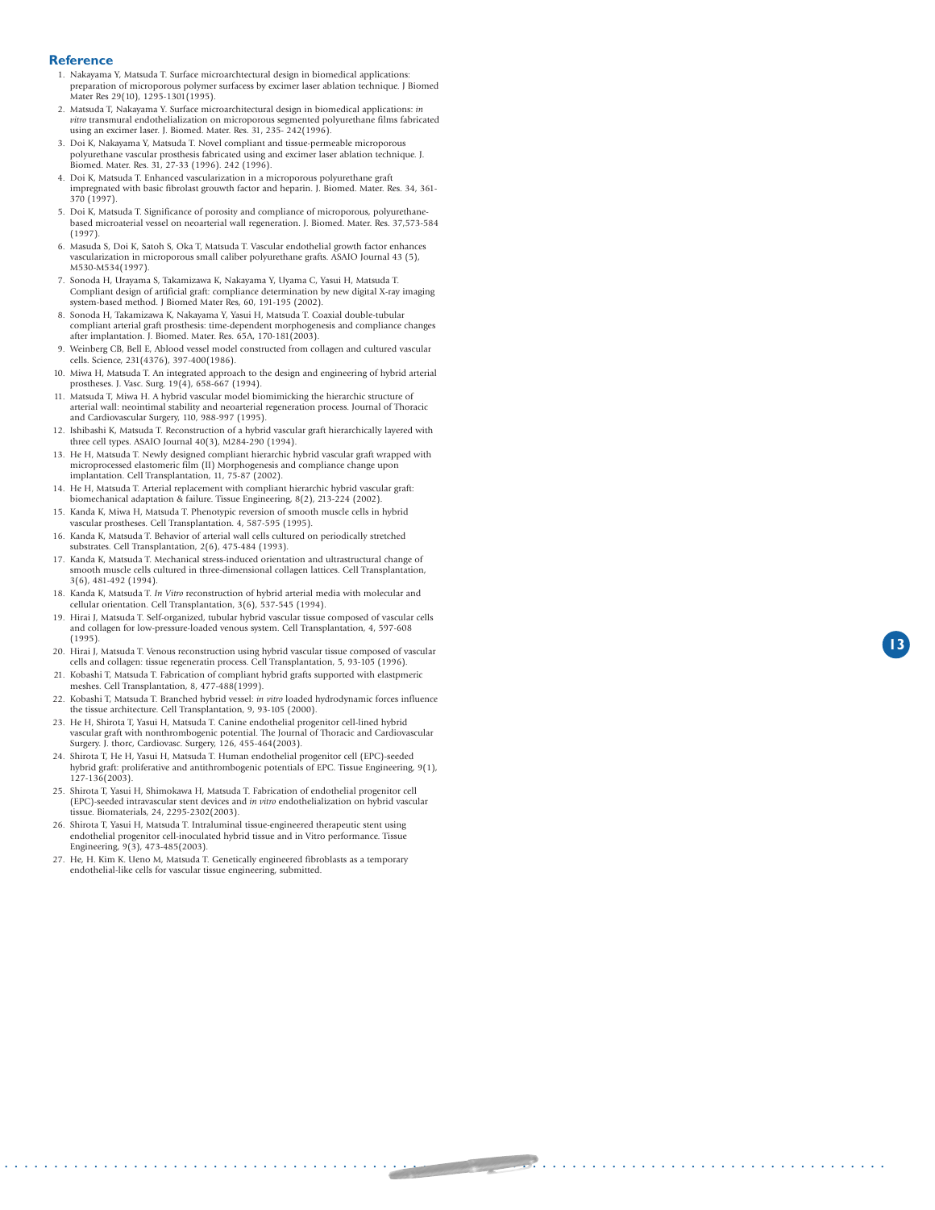## Reference

1. Nakayama Y, Matsuda T. Surface microarchtectural design in biomedical applications: preparation of microporous polymer surfacess by excimer laser ablation technique. J Biomed Mater Res 29(10), 1295-1301(1995).
2. Matsuda T, Nakayama Y. Surface microarchitectural design in biomedical applications: *in vitro* transmural endothelialization on microporous segmented polyurethane films fabricated using an excimer laser. J. Biomed. Mater. Res. 31, 235- 242(1996).
3. Doi K, Nakayama Y, Matsuda T. Novel compliant and tissue-permeable microporous polyurethane vascular prosthesis fabricated using and excimer laser ablation technique. J. Biomed. Mater. Res. 31, 27-33 (1996). 242 (1996).
4. Doi K, Matsuda T. Enhanced vascularization in a microporous polyurethane graft impregnated with basic fibrolast grouwth factor and heparin. J. Biomed. Mater. Res. 34, 361-370 (1997).
5. Doi K, Matsuda T. Significance of porosity and compliance of microporous, polyurethane-based microaterial vessel on neoarterial wall regeneration. J. Biomed. Mater. Res. 37,573-584 (1997).
6. Masuda S, Doi K, Satoh S, Oka T, Matsuda T. Vascular endothelial growth factor enhances vascularization in microporous small caliber polyurethane grafts. ASAIO Journal 43 (5), M530-M534(1997).
7. Sonoda H, Urayama S, Takamizawa K, Nakayama Y, Uyama C, Yasui H, Matsuda T. Compliant design of artificial graft: compliance determination by new digital X-ray imaging system-based method. J Biomed Mater Res, 60, 191-195 (2002).
8. Sonoda H, Takamizawa K, Nakayama Y, Yasui H, Matsuda T. Coaxial double-tubular compliant arterial graft prosthesis: time-dependent morphogenesis and compliance changes after implantation. J. Biomed. Mater. Res. 65A, 170-181(2003).
9. Weinberg CB, Bell E, Ablood vessel model constructed from collagen and cultured vascular cells. Science, 231(4376), 397-400(1986).
10. Miwa H, Matsuda T. An integrated approach to the design and engineering of hybrid arterial prostheses. J. Vasc. Surg. 19(4), 658-667 (1994).
11. Matsuda T, Miwa H. A hybrid vascular model biomimicking the hierarchic structure of arterial wall: neointimal stability and neoarterial regeneration process. Journal of Thoracic and Cardiovascular Surgery, 110, 988-997 (1995).
12. Ishibashi K, Matsuda T. Reconstruction of a hybrid vascular graft hierarchically layered with three cell types. ASAIO Journal 40(3), M284-290 (1994).
13. He H, Matsuda T. Newly designed compliant hierarchic hybrid vascular graft wrapped with microprocessed elastomeric film (II) Morphogenesis and compliance change upon implantation. Cell Transplantation, 11, 75-87 (2002).
14. He H, Matsuda T. Arterial replacement with compliant hierarchic hybrid vascular graft: biomechanical adaptation & failure. Tissue Engineering, 8(2), 213-224 (2002).
15. Kanda K, Miwa H, Matsuda T. Phenotypic reversion of smooth muscle cells in hybrid vascular prostheses. Cell Transplantation. 4, 587-595 (1995).
16. Kanda K, Matsuda T. Behavior of arterial wall cells cultured on periodically stretched substrates. Cell Transplantation, 2(6), 475-484 (1993).
17. Kanda K, Matsuda T. Mechanical stress-induced orientation and ultrastructural change of smooth muscle cells cultured in three-dimensional collagen lattices. Cell Transplantation, 3(6), 481-492 (1994).
18. Kanda K, Matsuda T. *In Vitro* reconstruction of hybrid arterial media with molecular and cellular orientation. Cell Transplantation, 3(6), 537-545 (1994).
19. Hirai J, Matsuda T. Self-organized, tubular hybrid vascular tissue composed of vascular cells and collagen for low-pressure-loaded venous system. Cell Transplantation, 4, 597-608 (1995).
20. Hirai J, Matsuda T. Venous reconstruction using hybrid vascular tissue composed of vascular cells and collagen: tissue regeneratin process. Cell Transplantation, 5, 93-105 (1996).
21. Kobashi T, Matsuda T. Fabrication of compliant hybrid grafts supported with elastpmeric meshes. Cell Transplantation, 8, 477-488(1999).
22. Kobashi T, Matsuda T. Branched hybrid vessel: *in vitro* loaded hydrodynamic forces influence the tissue architecture. Cell Transplantation, 9, 93-105 (2000).
23. He H, Shirota T, Yasui H, Matsuda T. Canine endothelial progenitor cell-lined hybrid vascular graft with nonthrombogenic potential. The Journal of Thoracic and Cardiovascular Surgery. J. thorc, Cardiovasc. Surgery, 126, 455-464(2003).
24. Shirota T, He H, Yasui H, Matsuda T. Human endothelial progenitor cell (EPC)-seeded hybrid graft: proliferative and antithrombogenic potentials of EPC. Tissue Engineering, 9(1), 127-136(2003).
25. Shirota T, Yasui H, Shimokawa H, Matsuda T. Fabrication of endothelial progenitor cell (EPC)-seeded intravascular stent devices and *in vitro* endothelialization on hybrid vascular tissue. Biomaterials, 24, 2295-2302(2003).
26. Shirota T, Yasui H, Matsuda T. Intraluminal tissue-engineered therapeutic stent using endothelial progenitor cell-inoculated hybrid tissue and in Vitro performance. Tissue Engineering, 9(3), 473-485(2003).
27. He, H. Kim K. Ueno M, Matsuda T. Genetically engineered fibroblasts as a temporary endothelial-like cells for vascular tissue engineering, submitted.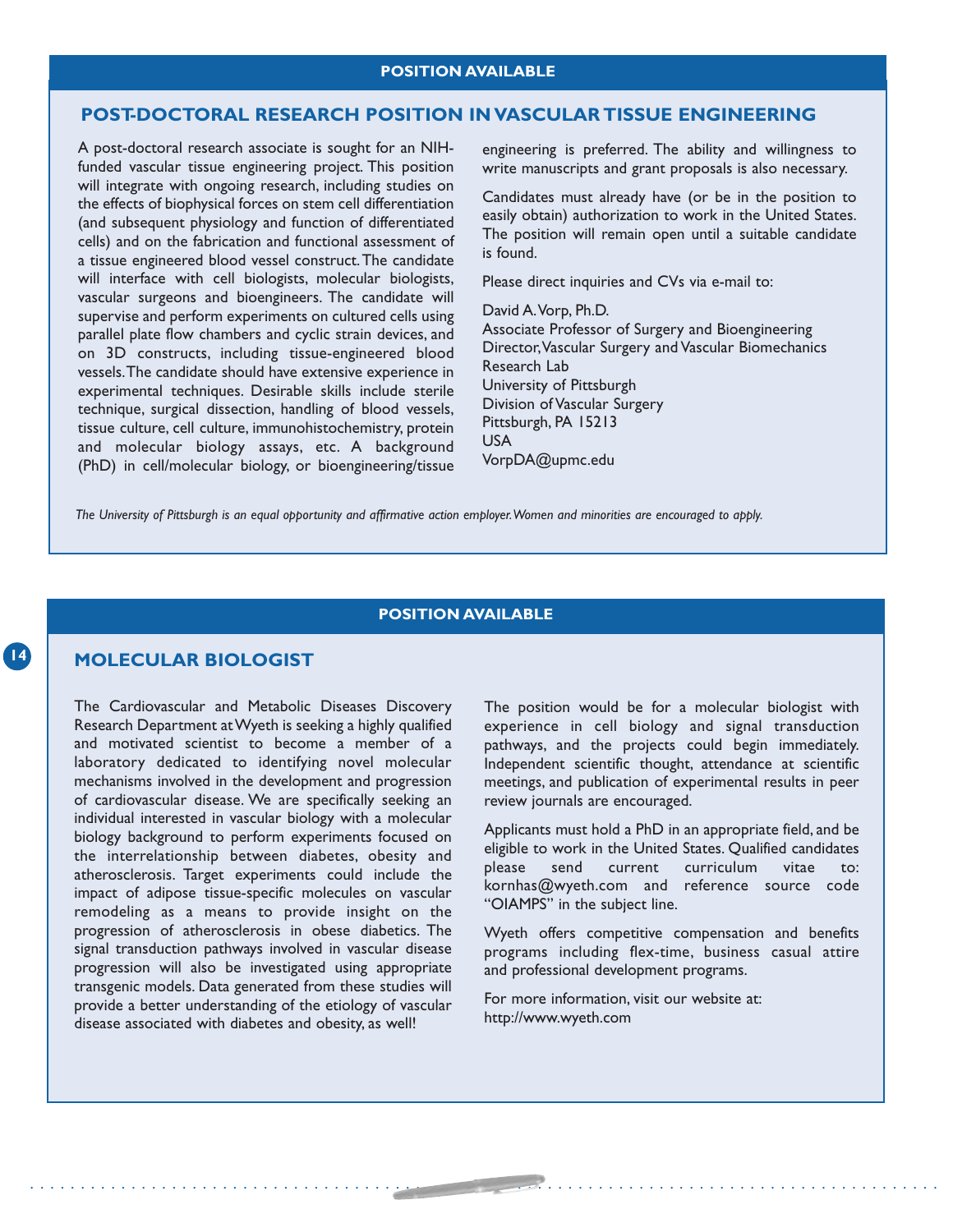POSITION AVAILABLE

## POST-DOCTORAL RESEARCH POSITION IN VASCULAR TISSUE ENGINEERING

A post-doctoral research associate is sought for an NIH-funded vascular tissue engineering project. This position will integrate with ongoing research, including studies on the effects of biophysical forces on stem cell differentiation (and subsequent physiology and function of differentiated cells) and on the fabrication and functional assessment of a tissue engineered blood vessel construct. The candidate will interface with cell biologists, molecular biologists, vascular surgeons and bioengineers. The candidate will supervise and perform experiments on cultured cells using parallel plate flow chambers and cyclic strain devices, and on 3D constructs, including tissue-engineered blood vessels. The candidate should have extensive experience in experimental techniques. Desirable skills include sterile technique, surgical dissection, handling of blood vessels, tissue culture, cell culture, immunohistochemistry, protein and molecular biology assays, etc. A background (PhD) in cell/molecular biology, or bioengineering/tissue engineering is preferred. The ability and willingness to write manuscripts and grant proposals is also necessary.

Candidates must already have (or be in the position to easily obtain) authorization to work in the United States. The position will remain open until a suitable candidate is found.

Please direct inquiries and CVs via e-mail to:

David A. Vorp, Ph.D.
Associate Professor of Surgery and Bioengineering
Director, Vascular Surgery and Vascular Biomechanics Research Lab
University of Pittsburgh
Division of Vascular Surgery
Pittsburgh, PA 15213
USA
VorpDA@upmc.edu

*The University of Pittsburgh is an equal opportunity and affirmative action employer. Women and minorities are encouraged to apply.*

POSITION AVAILABLE

## MOLECULAR BIOLOGIST

The Cardiovascular and Metabolic Diseases Discovery Research Department at Wyeth is seeking a highly qualified and motivated scientist to become a member of a laboratory dedicated to identifying novel molecular mechanisms involved in the development and progression of cardiovascular disease. We are specifically seeking an individual interested in vascular biology with a molecular biology background to perform experiments focused on the interrelationship between diabetes, obesity and atherosclerosis. Target experiments could include the impact of adipose tissue-specific molecules on vascular remodeling as a means to provide insight on the progression of atherosclerosis in obese diabetics. The signal transduction pathways involved in vascular disease progression will also be investigated using appropriate transgenic models. Data generated from these studies will provide a better understanding of the etiology of vascular disease associated with diabetes and obesity, as well!

The position would be for a molecular biologist with experience in cell biology and signal transduction pathways, and the projects could begin immediately. Independent scientific thought, attendance at scientific meetings, and publication of experimental results in peer review journals are encouraged.

Applicants must hold a PhD in an appropriate field, and be eligible to work in the United States. Qualified candidates please send current curriculum vitae to: kornhas@wyeth.com and reference source code "OIAMPS" in the subject line.

Wyeth offers competitive compensation and benefits programs including flex-time, business casual attire and professional development programs.

For more information, visit our website at:
http://www.wyeth.com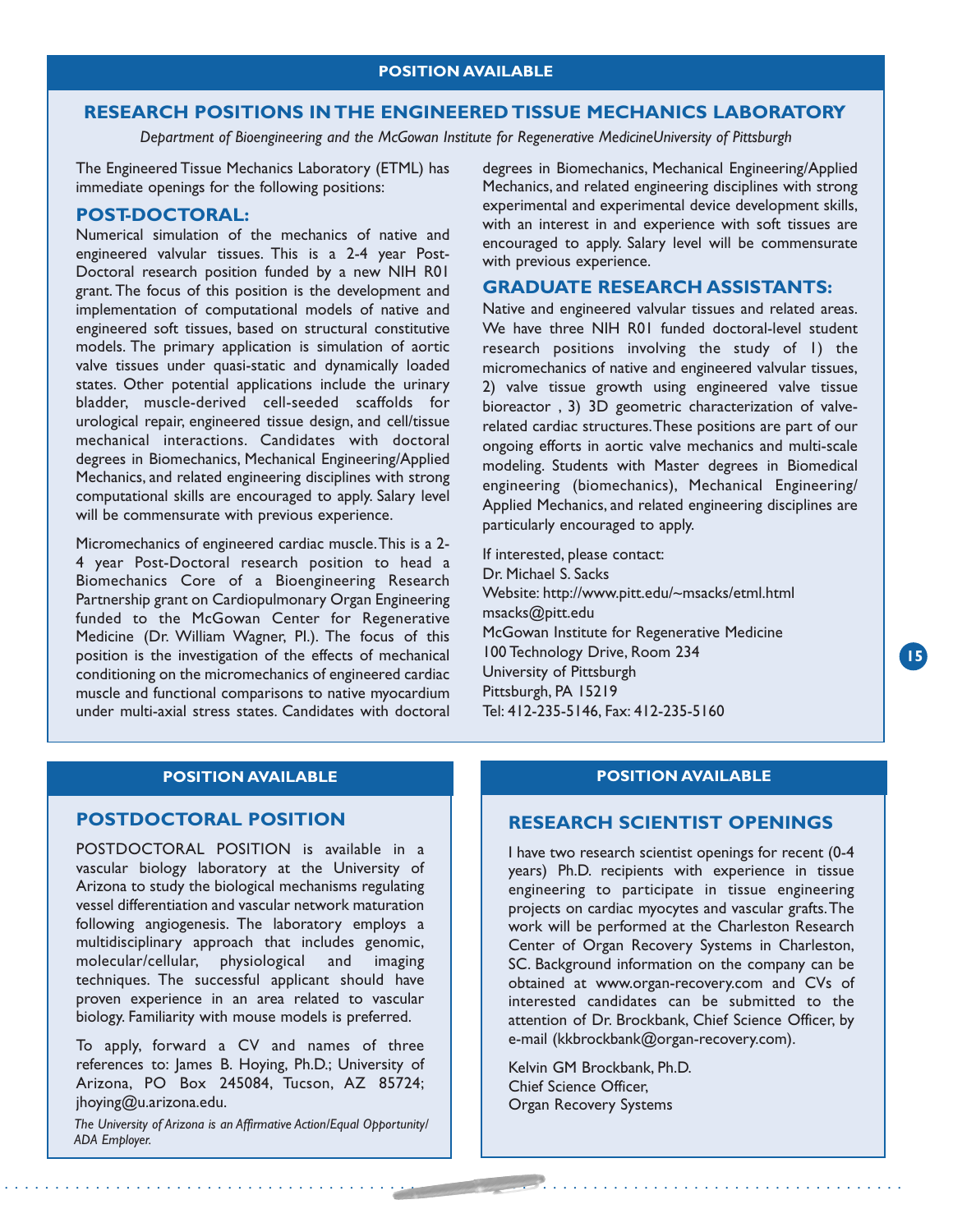POSITION AVAILABLE

## RESEARCH POSITIONS IN THE ENGINEERED TISSUE MECHANICS LABORATORY

*Department of Bioengineering and the McGowan Institute for Regenerative MedicineUniversity of Pittsburgh*

The Engineered Tissue Mechanics Laboratory (ETML) has immediate openings for the following positions:

### POST-DOCTORAL:

Numerical simulation of the mechanics of native and engineered valvular tissues. This is a 2-4 year Post-Doctoral research position funded by a new NIH R01 grant. The focus of this position is the development and implementation of computational models of native and engineered soft tissues, based on structural constitutive models. The primary application is simulation of aortic valve tissues under quasi-static and dynamically loaded states. Other potential applications include the urinary bladder, muscle-derived cell-seeded scaffolds for urological repair, engineered tissue design, and cell/tissue mechanical interactions. Candidates with doctoral degrees in Biomechanics, Mechanical Engineering/Applied Mechanics, and related engineering disciplines with strong computational skills are encouraged to apply. Salary level will be commensurate with previous experience.

Micromechanics of engineered cardiac muscle. This is a 2-4 year Post-Doctoral research position to head a Biomechanics Core of a Bioengineering Research Partnership grant on Cardiopulmonary Organ Engineering funded to the McGowan Center for Regenerative Medicine (Dr. William Wagner, PI.). The focus of this position is the investigation of the effects of mechanical conditioning on the micromechanics of engineered cardiac muscle and functional comparisons to native myocardium under multi-axial stress states. Candidates with doctoral degrees in Biomechanics, Mechanical Engineering/Applied Mechanics, and related engineering disciplines with strong experimental and experimental device development skills, with an interest in and experience with soft tissues are encouraged to apply. Salary level will be commensurate with previous experience.

### GRADUATE RESEARCH ASSISTANTS:

Native and engineered valvular tissues and related areas. We have three NIH R01 funded doctoral-level student research positions involving the study of 1) the micromechanics of native and engineered valvular tissues, 2) valve tissue growth using engineered valve tissue bioreactor , 3) 3D geometric characterization of valve-related cardiac structures. These positions are part of our ongoing efforts in aortic valve mechanics and multi-scale modeling. Students with Master degrees in Biomedical engineering (biomechanics), Mechanical Engineering/ Applied Mechanics, and related engineering disciplines are particularly encouraged to apply.

If interested, please contact:
Dr. Michael S. Sacks
Website: http://www.pitt.edu/~msacks/etml.html
msacks@pitt.edu
McGowan Institute for Regenerative Medicine
100 Technology Drive, Room 234
University of Pittsburgh
Pittsburgh, PA 15219
Tel: 412-235-5146, Fax: 412-235-5160

POSITION AVAILABLE

## POSTDOCTORAL POSITION

POSTDOCTORAL POSITION is available in a vascular biology laboratory at the University of Arizona to study the biological mechanisms regulating vessel differentiation and vascular network maturation following angiogenesis. The laboratory employs a multidisciplinary approach that includes genomic, molecular/cellular, physiological and imaging techniques. The successful applicant should have proven experience in an area related to vascular biology. Familiarity with mouse models is preferred.

To apply, forward a CV and names of three references to: James B. Hoying, Ph.D.; University of Arizona, PO Box 245084, Tucson, AZ 85724; jhoying@u.arizona.edu.

*The University of Arizona is an Affirmative Action/Equal Opportunity/ ADA Employer.*

POSITION AVAILABLE

## RESEARCH SCIENTIST OPENINGS

I have two research scientist openings for recent (0-4 years) Ph.D. recipients with experience in tissue engineering to participate in tissue engineering projects on cardiac myocytes and vascular grafts. The work will be performed at the Charleston Research Center of Organ Recovery Systems in Charleston, SC. Background information on the company can be obtained at www.organ-recovery.com and CVs of interested candidates can be submitted to the attention of Dr. Brockbank, Chief Science Officer, by e-mail (kkbrockbank@organ-recovery.com).

Kelvin GM Brockbank, Ph.D.
Chief Science Officer,
Organ Recovery Systems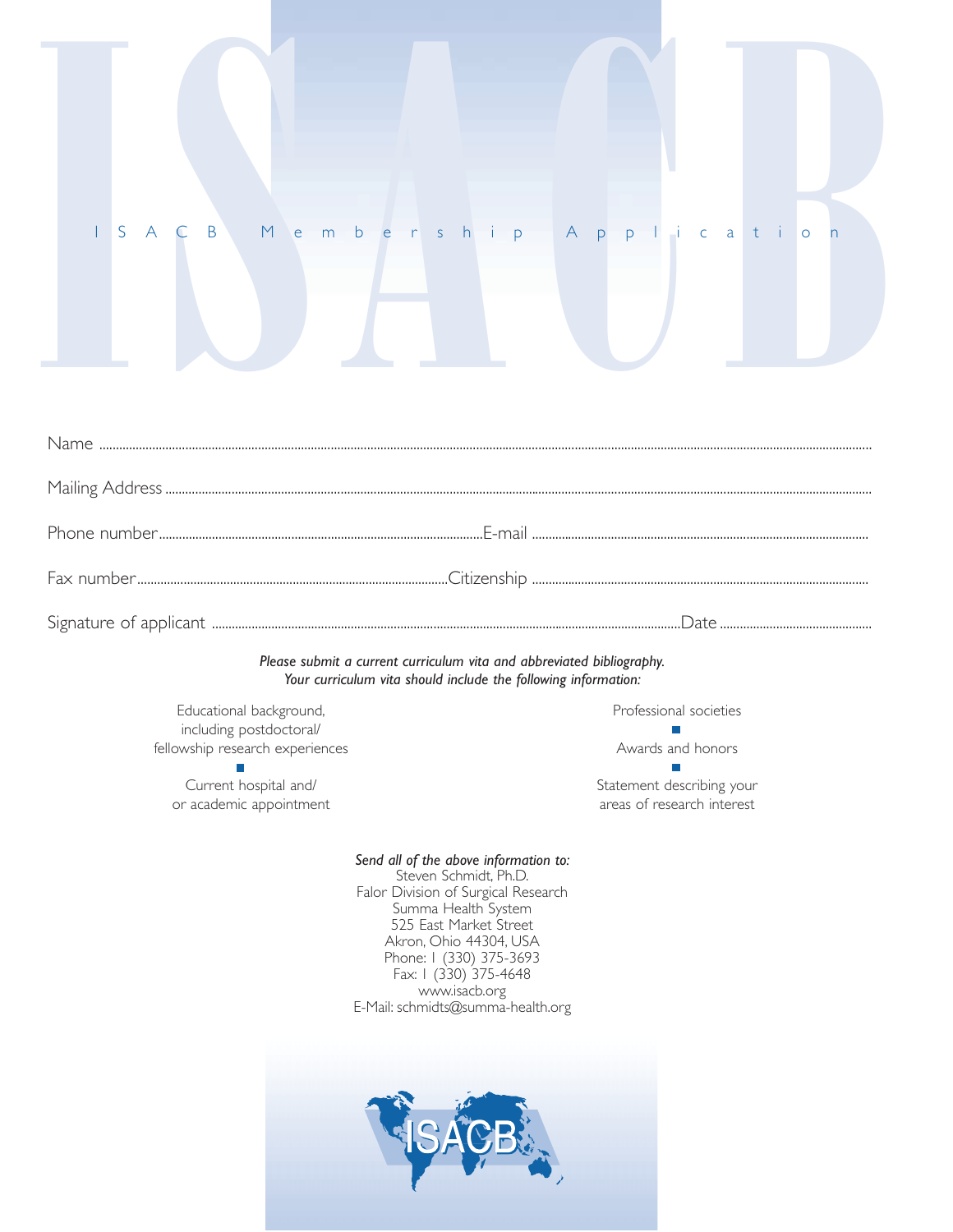# ISACB Membership Application

Name ..........................................................................................................................................................................................................

Mailing Address ..........................................................................................................................................................................................

Phone number.............................................................................................E-mail .......................................................................................................

Fax number.................................................................................................Citizenship ...............................................................................................

Signature of applicant .........................................................................................................................................Date ...............................................

*Please submit a current curriculum vita and abbreviated bibliography.*
*Your curriculum vita should include the following information:*

- Educational background, including postdoctoral/ fellowship research experiences
- Current hospital and/ or academic appointment
- Professional societies
- Awards and honors
- Statement describing your areas of research interest

*Send all of the above information to:*

Steven Schmidt, Ph.D.
Falor Division of Surgical Research
Summa Health System
525 East Market Street
Akron, Ohio 44304, USA
Phone: 1 (330) 375-3693
Fax: 1 (330) 375-4648
www.isacb.org
E-Mail: schmidts@summa-health.org

ISACB